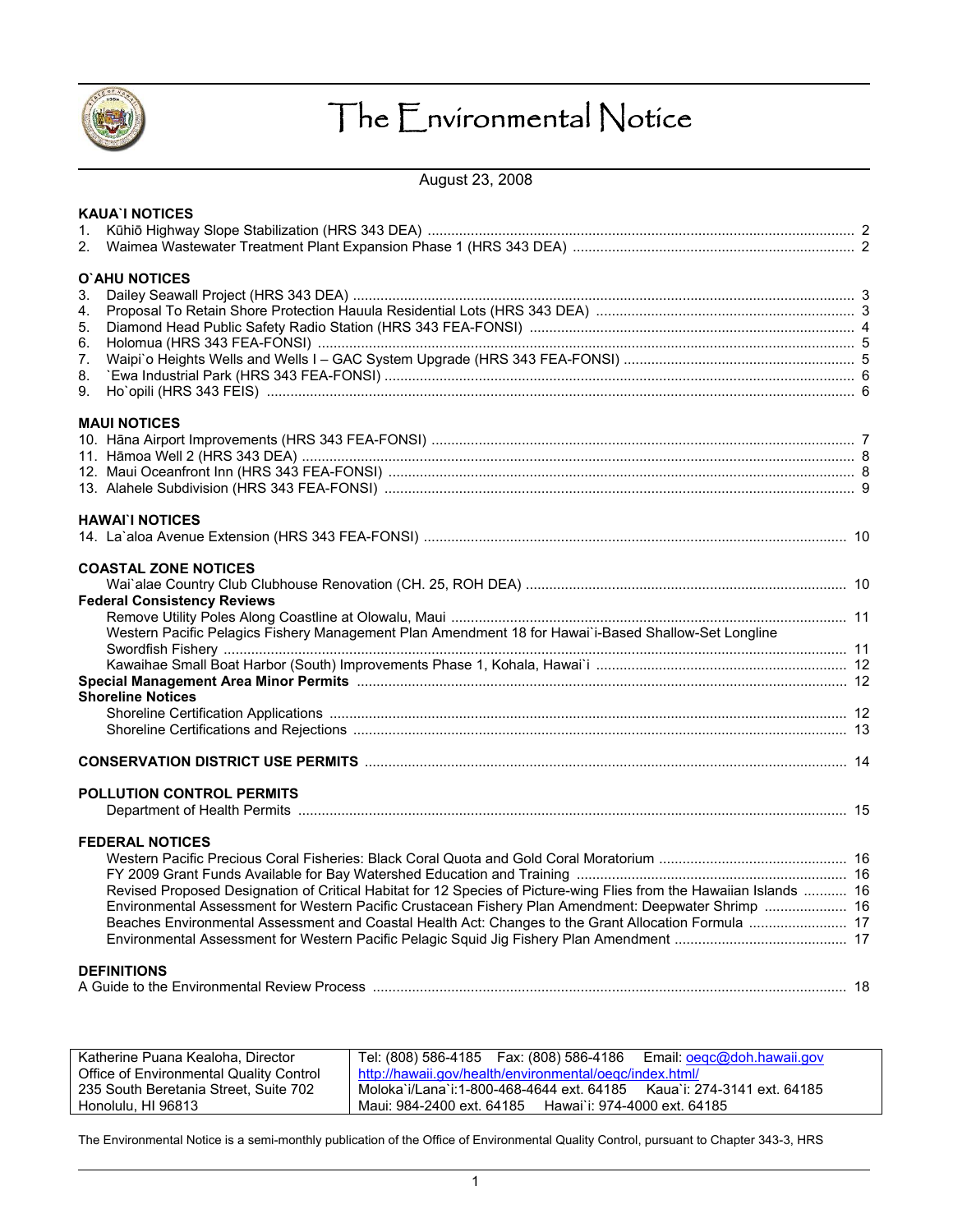# The Environmental Notice

August 23, 2008

**KAUA`I NOTICES**

1. Kūhiō Highway Slope Stabilization (HRS 343 DEA) ........ 2
2. Waimea Wastewater Treatment Plant Expansion Phase 1 (HRS 343 DEA) ........ 2

**O`AHU NOTICES**

3. Dailey Seawall Project (HRS 343 DEA) ........ 3
4. Proposal To Retain Shore Protection Hauula Residential Lots (HRS 343 DEA) ........ 3
5. Diamond Head Public Safety Radio Station (HRS 343 FEA-FONSI) ........ 4
6. Holomua (HRS 343 FEA-FONSI) ........ 5
7. Waipi`o Heights Wells and Wells I – GAC System Upgrade (HRS 343 FEA-FONSI) ........ 5
8. `Ewa Industrial Park (HRS 343 FEA-FONSI) ........ 6
9. Ho`opili (HRS 343 FEIS) ........ 6

**MAUI NOTICES**

10. Hāna Airport Improvements (HRS 343 FEA-FONSI) ........ 7
11. Hāmoa Well 2 (HRS 343 DEA) ........ 8
12. Maui Oceanfront Inn (HRS 343 FEA-FONSI) ........ 8
13. Alahele Subdivision (HRS 343 FEA-FONSI) ........ 9

**HAWAI`I NOTICES**

14. La`aloa Avenue Extension (HRS 343 FEA-FONSI) ........ 10

**COASTAL ZONE NOTICES**

Wai`alae Country Club Clubhouse Renovation (CH. 25, ROH DEA) ........ 10

**Federal Consistency Reviews**

Remove Utility Poles Along Coastline at Olowalu, Maui ........ 11

Western Pacific Pelagics Fishery Management Plan Amendment 18 for Hawai`i-Based Shallow-Set Longline Swordfish Fishery ........ 11

Kawaihae Small Boat Harbor (South) Improvements Phase 1, Kohala, Hawai`i ........ 12

**Special Management Area Minor Permits** ........ 12

**Shoreline Notices**

Shoreline Certification Applications ........ 12

Shoreline Certifications and Rejections ........ 13

**CONSERVATION DISTRICT USE PERMITS** ........ 14

**POLLUTION CONTROL PERMITS**

Department of Health Permits ........ 15

**FEDERAL NOTICES**

Western Pacific Precious Coral Fisheries: Black Coral Quota and Gold Coral Moratorium ........ 16

FY 2009 Grant Funds Available for Bay Watershed Education and Training ........ 16

Revised Proposed Designation of Critical Habitat for 12 Species of Picture-wing Flies from the Hawaiian Islands ........ 16

Environmental Assessment for Western Pacific Crustacean Fishery Plan Amendment: Deepwater Shrimp ........ 16

Beaches Environmental Assessment and Coastal Health Act: Changes to the Grant Allocation Formula ........ 17

Environmental Assessment for Western Pacific Pelagic Squid Jig Fishery Plan Amendment ........ 17

**DEFINITIONS**

A Guide to the Environmental Review Process ........ 18

| Katherine Puana Kealoha, Director<br>Office of Environmental Quality Control<br>235 South Beretania Street, Suite 702<br>Honolulu, HI 96813 | Tel: (808) 586-4185 Fax: (808) 586-4186 Email: oeqc@doh.hawaii.gov<br>http://hawaii.gov/health/environmental/oeqc/index.html/<br>Moloka`i/Lana`i:1-800-468-4644 ext. 64185 Kaua`i: 274-3141 ext. 64185<br>Maui: 984-2400 ext. 64185 Hawai`i: 974-4000 ext. 64185 |
|---|---|

The Environmental Notice is a semi-monthly publication of the Office of Environmental Quality Control, pursuant to Chapter 343-3, HRS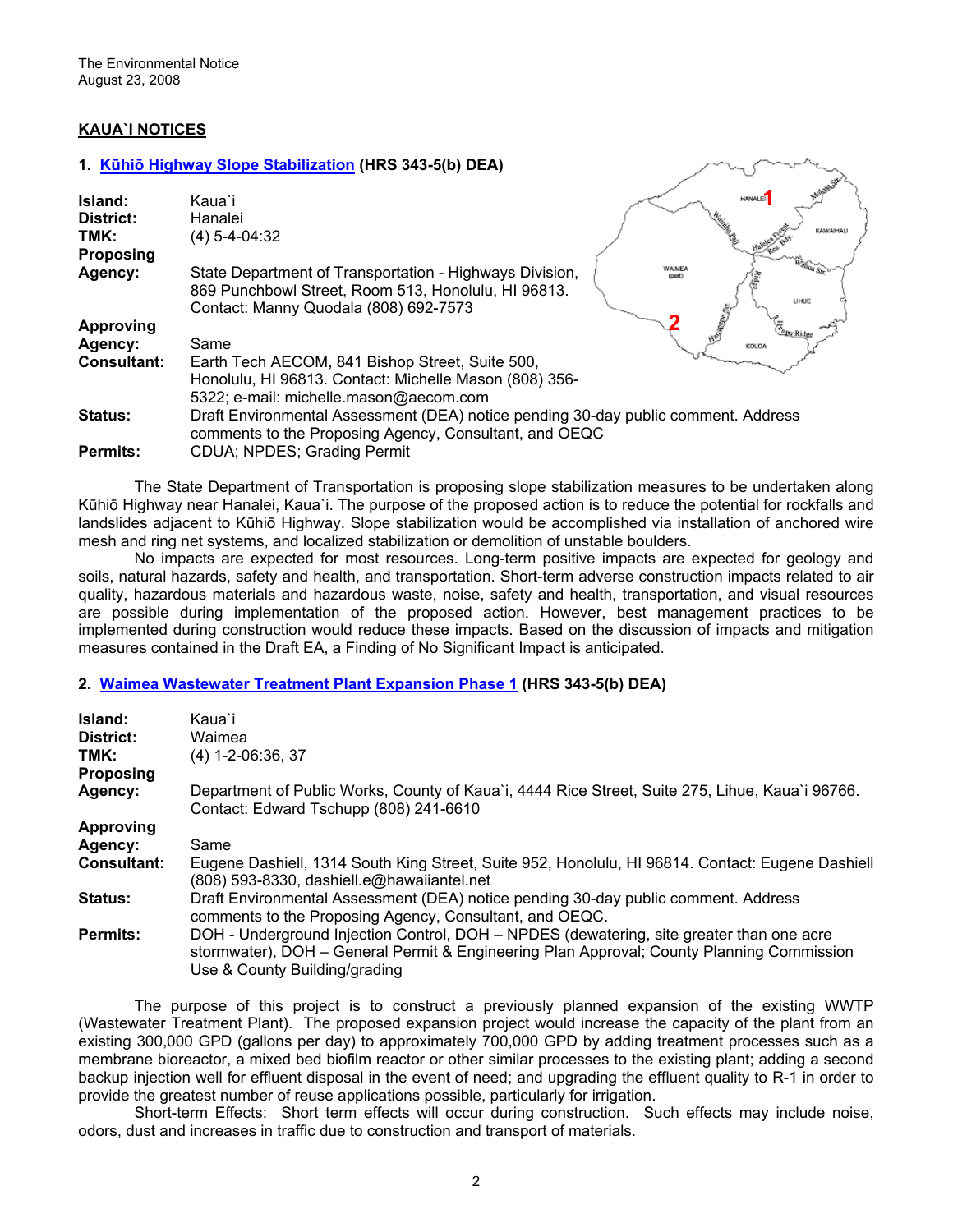## KAUA`I NOTICES

### 1. Kūhiō Highway Slope Stabilization (HRS 343-5(b) DEA)

**Island:** Kaua`i
**District:** Hanalei
**TMK:** (4) 5-4-04:32
**Proposing Agency:** State Department of Transportation - Highways Division, 869 Punchbowl Street, Room 513, Honolulu, HI 96813. Contact: Manny Quodala (808) 692-7573
**Approving Agency:** Same
**Consultant:** Earth Tech AECOM, 841 Bishop Street, Suite 500, Honolulu, HI 96813. Contact: Michelle Mason (808) 356-5322; e-mail: michelle.mason@aecom.com
**Status:** Draft Environmental Assessment (DEA) notice pending 30-day public comment. Address comments to the Proposing Agency, Consultant, and OEQC
**Permits:** CDUA; NPDES; Grading Permit

The State Department of Transportation is proposing slope stabilization measures to be undertaken along Kūhiō Highway near Hanalei, Kaua`i. The purpose of the proposed action is to reduce the potential for rockfalls and landslides adjacent to Kūhiō Highway. Slope stabilization would be accomplished via installation of anchored wire mesh and ring net systems, and localized stabilization or demolition of unstable boulders.

No impacts are expected for most resources. Long-term positive impacts are expected for geology and soils, natural hazards, safety and health, and transportation. Short-term adverse construction impacts related to air quality, hazardous materials and hazardous waste, noise, safety and health, transportation, and visual resources are possible during implementation of the proposed action. However, best management practices to be implemented during construction would reduce these impacts. Based on the discussion of impacts and mitigation measures contained in the Draft EA, a Finding of No Significant Impact is anticipated.

### 2. Waimea Wastewater Treatment Plant Expansion Phase 1 (HRS 343-5(b) DEA)

**Island:** Kaua`i
**District:** Waimea
**TMK:** (4) 1-2-06:36, 37
**Proposing Agency:** Department of Public Works, County of Kaua`i, 4444 Rice Street, Suite 275, Lihue, Kaua`i 96766. Contact: Edward Tschupp (808) 241-6610
**Approving Agency:** Same
**Consultant:** Eugene Dashiell, 1314 South King Street, Suite 952, Honolulu, HI 96814. Contact: Eugene Dashiell (808) 593-8330, dashiell.e@hawaiiantel.net
**Status:** Draft Environmental Assessment (DEA) notice pending 30-day public comment. Address comments to the Proposing Agency, Consultant, and OEQC.
**Permits:** DOH - Underground Injection Control, DOH – NPDES (dewatering, site greater than one acre stormwater), DOH – General Permit & Engineering Plan Approval; County Planning Commission Use & County Building/grading

The purpose of this project is to construct a previously planned expansion of the existing WWTP (Wastewater Treatment Plant). The proposed expansion project would increase the capacity of the plant from an existing 300,000 GPD (gallons per day) to approximately 700,000 GPD by adding treatment processes such as a membrane bioreactor, a mixed bed biofilm reactor or other similar processes to the existing plant; adding a second backup injection well for effluent disposal in the event of need; and upgrading the effluent quality to R-1 in order to provide the greatest number of reuse applications possible, particularly for irrigation.

Short-term Effects: Short term effects will occur during construction. Such effects may include noise, odors, dust and increases in traffic due to construction and transport of materials.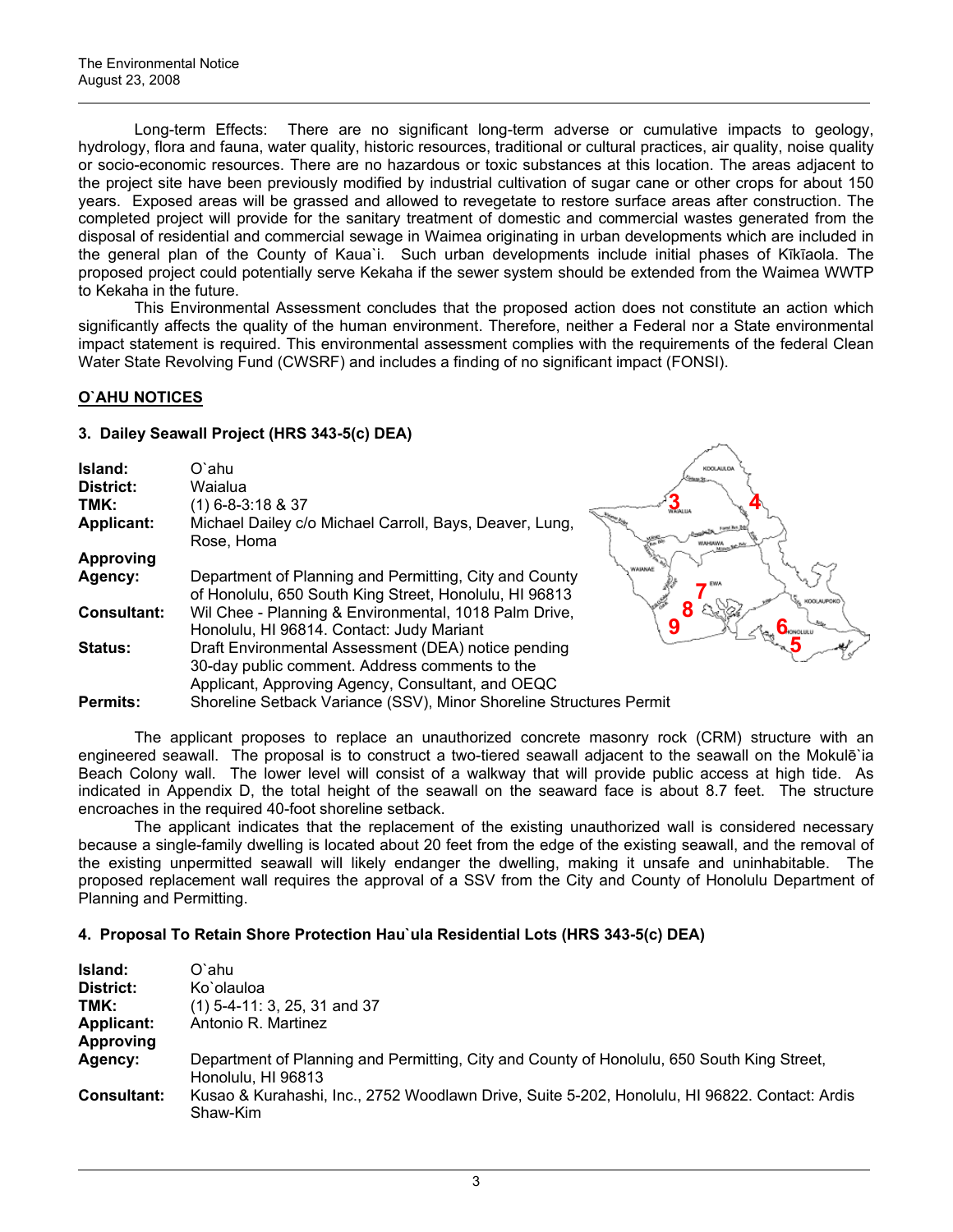Long-term Effects: There are no significant long-term adverse or cumulative impacts to geology, hydrology, flora and fauna, water quality, historic resources, traditional or cultural practices, air quality, noise quality or socio-economic resources. There are no hazardous or toxic substances at this location. The areas adjacent to the project site have been previously modified by industrial cultivation of sugar cane or other crops for about 150 years. Exposed areas will be grassed and allowed to revegetate to restore surface areas after construction. The completed project will provide for the sanitary treatment of domestic and commercial wastes generated from the disposal of residential and commercial sewage in Waimea originating in urban developments which are included in the general plan of the County of Kaua`i. Such urban developments include initial phases of Kīkīaola. The proposed project could potentially serve Kekaha if the sewer system should be extended from the Waimea WWTP to Kekaha in the future.

This Environmental Assessment concludes that the proposed action does not constitute an action which significantly affects the quality of the human environment. Therefore, neither a Federal nor a State environmental impact statement is required. This environmental assessment complies with the requirements of the federal Clean Water State Revolving Fund (CWSRF) and includes a finding of no significant impact (FONSI).

## O`AHU NOTICES

### 3. Daily Seawall Project (HRS 343-5(c) DEA)

**Island:** O`ahu
**District:** Waialua
**TMK:** (1) 6-8-3:18 & 37
**Applicant:** Michael Dailey c/o Michael Carroll, Bays, Deaver, Lung, Rose, Homa
**Approving Agency:** Department of Planning and Permitting, City and County of Honolulu, 650 South King Street, Honolulu, HI 96813
**Consultant:** Wil Chee - Planning & Environmental, 1018 Palm Drive, Honolulu, HI 96814. Contact: Judy Mariant
**Status:** Draft Environmental Assessment (DEA) notice pending 30-day public comment. Address comments to the Applicant, Approving Agency, Consultant, and OEQC
**Permits:** Shoreline Setback Variance (SSV), Minor Shoreline Structures Permit

The applicant proposes to replace an unauthorized concrete masonry rock (CRM) structure with an engineered seawall. The proposal is to construct a two-tiered seawall adjacent to the seawall on the Mokulē`ia Beach Colony wall. The lower level will consist of a walkway that will provide public access at high tide. As indicated in Appendix D, the total height of the seawall on the seaward face is about 8.7 feet. The structure encroaches in the required 40-foot shoreline setback.

The applicant indicates that the replacement of the existing unauthorized wall is considered necessary because a single-family dwelling is located about 20 feet from the edge of the existing seawall, and the removal of the existing unpermitted seawall will likely endanger the dwelling, making it unsafe and uninhabitable. The proposed replacement wall requires the approval of a SSV from the City and County of Honolulu Department of Planning and Permitting.

### 4. Proposal To Retain Shore Protection Hau`ula Residential Lots (HRS 343-5(c) DEA)

**Island:** O`ahu
**District:** Ko`olauloa
**TMK:** (1) 5-4-11: 3, 25, 31 and 37
**Applicant:** Antonio R. Martinez
**Approving Agency:** Department of Planning and Permitting, City and County of Honolulu, 650 South King Street, Honolulu, HI 96813
**Consultant:** Kusao & Kurahashi, Inc., 2752 Woodlawn Drive, Suite 5-202, Honolulu, HI 96822. Contact: Ardis Shaw-Kim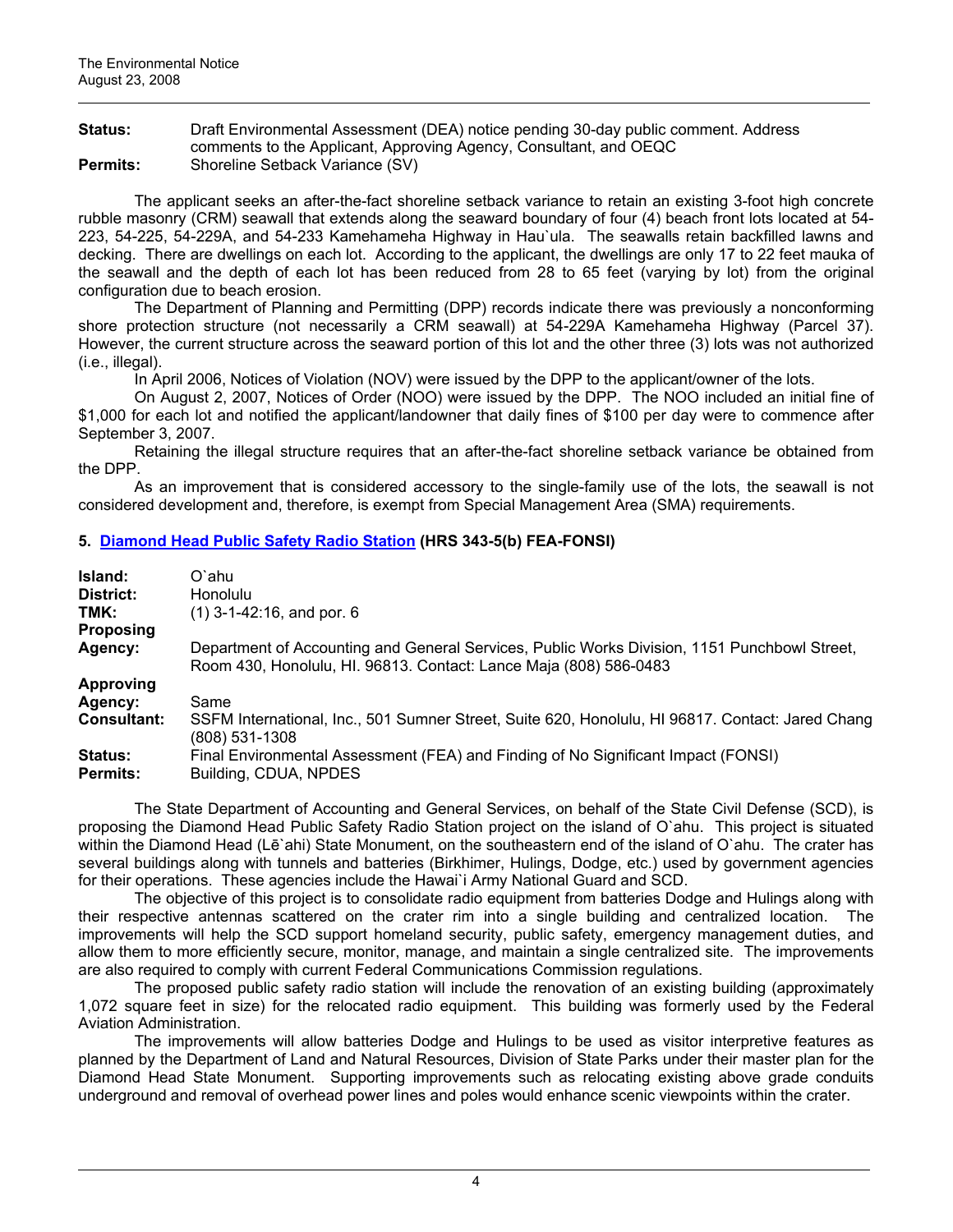**Status:** Draft Environmental Assessment (DEA) notice pending 30-day public comment. Address comments to the Applicant, Approving Agency, Consultant, and OEQC
**Permits:** Shoreline Setback Variance (SV)

The applicant seeks an after-the-fact shoreline setback variance to retain an existing 3-foot high concrete rubble masonry (CRM) seawall that extends along the seaward boundary of four (4) beach front lots located at 54-223, 54-225, 54-229A, and 54-233 Kamehameha Highway in Hau`ula. The seawalls retain backfilled lawns and decking. There are dwellings on each lot. According to the applicant, the dwellings are only 17 to 22 feet mauka of the seawall and the depth of each lot has been reduced from 28 to 65 feet (varying by lot) from the original configuration due to beach erosion.

The Department of Planning and Permitting (DPP) records indicate there was previously a nonconforming shore protection structure (not necessarily a CRM seawall) at 54-229A Kamehameha Highway (Parcel 37). However, the current structure across the seaward portion of this lot and the other three (3) lots was not authorized (i.e., illegal).

In April 2006, Notices of Violation (NOV) were issued by the DPP to the applicant/owner of the lots.

On August 2, 2007, Notices of Order (NOO) were issued by the DPP. The NOO included an initial fine of $1,000 for each lot and notified the applicant/landowner that daily fines of $100 per day were to commence after September 3, 2007.

Retaining the illegal structure requires that an after-the-fact shoreline setback variance be obtained from the DPP.

As an improvement that is considered accessory to the single-family use of the lots, the seawall is not considered development and, therefore, is exempt from Special Management Area (SMA) requirements.

## 5. Diamond Head Public Safety Radio Station (HRS 343-5(b) FEA-FONSI)

**Island:** O`ahu
**District:** Honolulu
**TMK:** (1) 3-1-42:16, and por. 6
**Proposing Agency:** Department of Accounting and General Services, Public Works Division, 1151 Punchbowl Street, Room 430, Honolulu, HI. 96813. Contact: Lance Maja (808) 586-0483
**Approving Agency:** Same
**Consultant:** SSFM International, Inc., 501 Sumner Street, Suite 620, Honolulu, HI 96817. Contact: Jared Chang (808) 531-1308
**Status:** Final Environmental Assessment (FEA) and Finding of No Significant Impact (FONSI)
**Permits:** Building, CDUA, NPDES

The State Department of Accounting and General Services, on behalf of the State Civil Defense (SCD), is proposing the Diamond Head Public Safety Radio Station project on the island of O`ahu. This project is situated within the Diamond Head (Lē`ahi) State Monument, on the southeastern end of the island of O`ahu. The crater has several buildings along with tunnels and batteries (Birkhimer, Hulings, Dodge, etc.) used by government agencies for their operations. These agencies include the Hawai`i Army National Guard and SCD.

The objective of this project is to consolidate radio equipment from batteries Dodge and Hulings along with their respective antennas scattered on the crater rim into a single building and centralized location. The improvements will help the SCD support homeland security, public safety, emergency management duties, and allow them to more efficiently secure, monitor, manage, and maintain a single centralized site. The improvements are also required to comply with current Federal Communications Commission regulations.

The proposed public safety radio station will include the renovation of an existing building (approximately 1,072 square feet in size) for the relocated radio equipment. This building was formerly used by the Federal Aviation Administration.

The improvements will allow batteries Dodge and Hulings to be used as visitor interpretive features as planned by the Department of Land and Natural Resources, Division of State Parks under their master plan for the Diamond Head State Monument. Supporting improvements such as relocating existing above grade conduits underground and removal of overhead power lines and poles would enhance scenic viewpoints within the crater.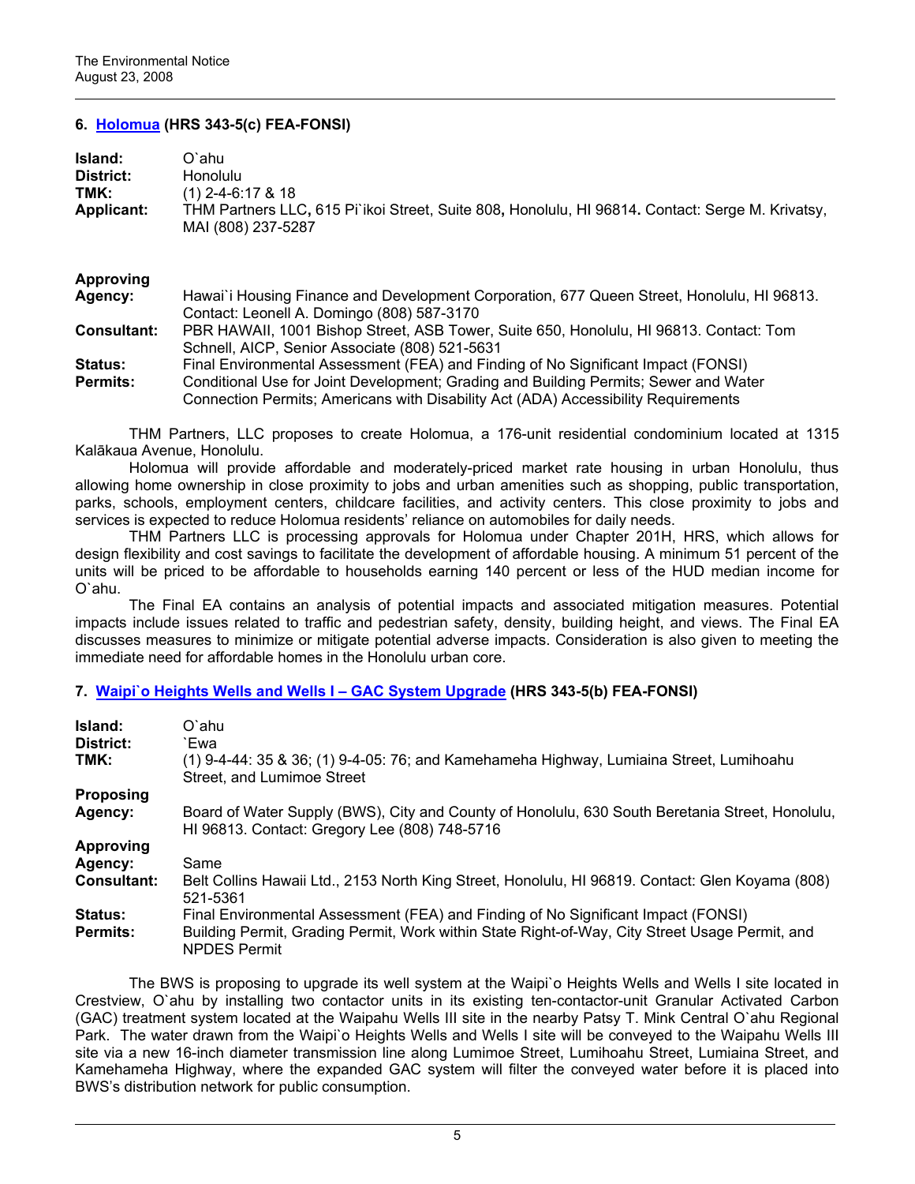### 6. Holomua (HRS 343-5(c) FEA-FONSI)

**Island:** O`ahu
**District:** Honolulu
**TMK:** (1) 2-4-6:17 & 18
**Applicant:** THM Partners LLC**,** 615 Pi`ikoi Street, Suite 808**,** Honolulu, HI 96814**.** Contact: Serge M. Krivatsy, MAI (808) 237-5287

**Approving Agency:** Hawai`i Housing Finance and Development Corporation, 677 Queen Street, Honolulu, HI 96813. Contact: Leonell A. Domingo (808) 587-3170
**Consultant:** PBR HAWAII, 1001 Bishop Street, ASB Tower, Suite 650, Honolulu, HI 96813. Contact: Tom Schnell, AICP, Senior Associate (808) 521-5631
**Status:** Final Environmental Assessment (FEA) and Finding of No Significant Impact (FONSI)
**Permits:** Conditional Use for Joint Development; Grading and Building Permits; Sewer and Water Connection Permits; Americans with Disability Act (ADA) Accessibility Requirements

THM Partners, LLC proposes to create Holomua, a 176-unit residential condominium located at 1315 Kalākaua Avenue, Honolulu.

Holomua will provide affordable and moderately-priced market rate housing in urban Honolulu, thus allowing home ownership in close proximity to jobs and urban amenities such as shopping, public transportation, parks, schools, employment centers, childcare facilities, and activity centers. This close proximity to jobs and services is expected to reduce Holomua residents' reliance on automobiles for daily needs.

THM Partners LLC is processing approvals for Holomua under Chapter 201H, HRS, which allows for design flexibility and cost savings to facilitate the development of affordable housing. A minimum 51 percent of the units will be priced to be affordable to households earning 140 percent or less of the HUD median income for O`ahu.

The Final EA contains an analysis of potential impacts and associated mitigation measures. Potential impacts include issues related to traffic and pedestrian safety, density, building height, and views. The Final EA discusses measures to minimize or mitigate potential adverse impacts. Consideration is also given to meeting the immediate need for affordable homes in the Honolulu urban core.

### 7. Waipi`o Heights Wells and Wells I – GAC System Upgrade (HRS 343-5(b) FEA-FONSI)

**Island:** O`ahu
**District:** `Ewa
**TMK:** (1) 9-4-44: 35 & 36; (1) 9-4-05: 76; and Kamehameha Highway, Lumiaina Street, Lumihoahu Street, and Lumimoe Street
**Proposing Agency:** Board of Water Supply (BWS), City and County of Honolulu, 630 South Beretania Street, Honolulu, HI 96813. Contact: Gregory Lee (808) 748-5716
**Approving Agency:** Same
**Consultant:** Belt Collins Hawaii Ltd., 2153 North King Street, Honolulu, HI 96819. Contact: Glen Koyama (808) 521-5361
**Status:** Final Environmental Assessment (FEA) and Finding of No Significant Impact (FONSI)
**Permits:** Building Permit, Grading Permit, Work within State Right-of-Way, City Street Usage Permit, and NPDES Permit

The BWS is proposing to upgrade its well system at the Waipi`o Heights Wells and Wells I site located in Crestview, O`ahu by installing two contactor units in its existing ten-contactor-unit Granular Activated Carbon (GAC) treatment system located at the Waipahu Wells III site in the nearby Patsy T. Mink Central O`ahu Regional Park. The water drawn from the Waipi`o Heights Wells and Wells I site will be conveyed to the Waipahu Wells III site via a new 16-inch diameter transmission line along Lumimoe Street, Lumihoahu Street, Lumiaina Street, and Kamehameha Highway, where the expanded GAC system will filter the conveyed water before it is placed into BWS's distribution network for public consumption.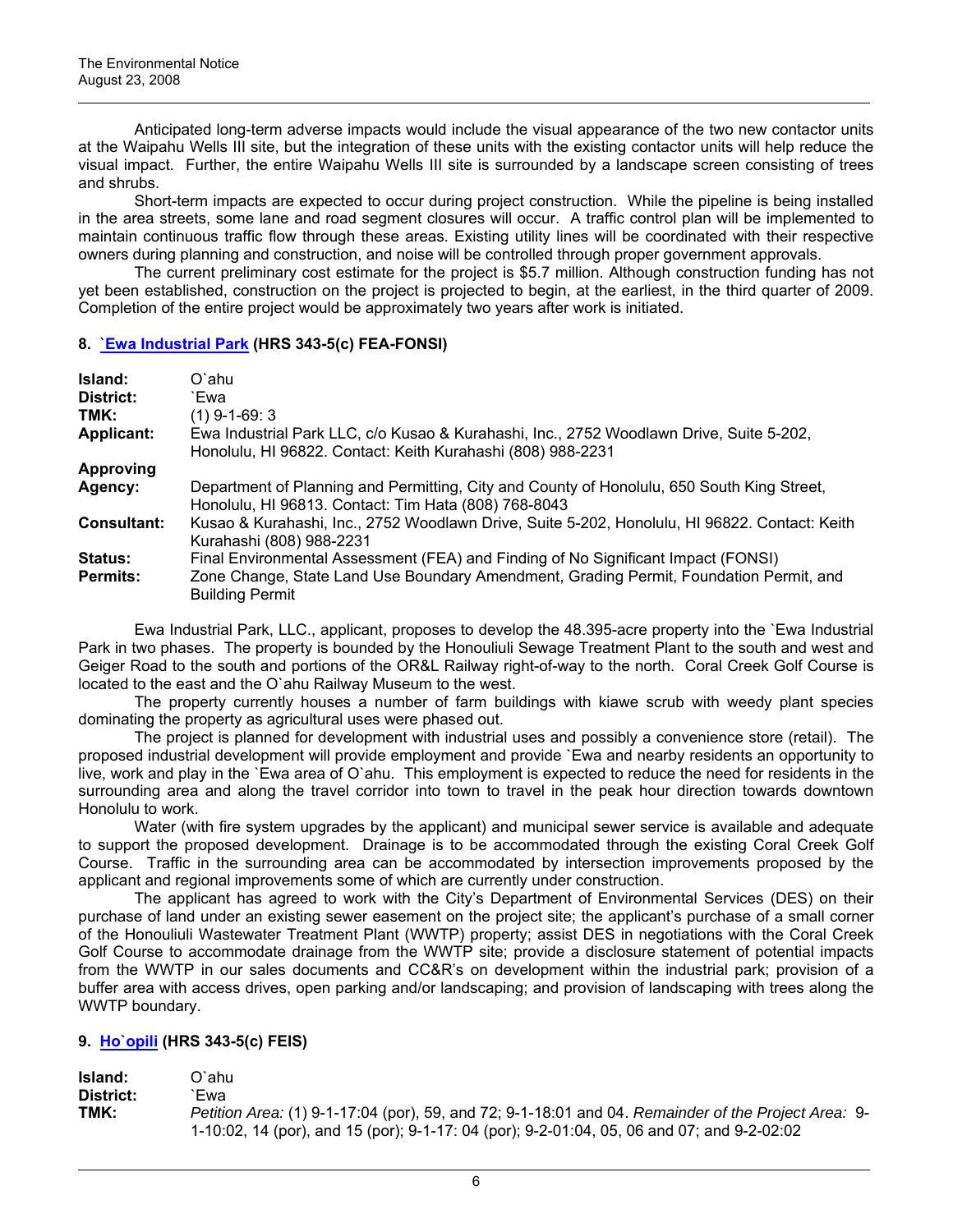Anticipated long-term adverse impacts would include the visual appearance of the two new contactor units at the Waipahu Wells III site, but the integration of these units with the existing contactor units will help reduce the visual impact. Further, the entire Waipahu Wells III site is surrounded by a landscape screen consisting of trees and shrubs.

Short-term impacts are expected to occur during project construction. While the pipeline is being installed in the area streets, some lane and road segment closures will occur. A traffic control plan will be implemented to maintain continuous traffic flow through these areas. Existing utility lines will be coordinated with their respective owners during planning and construction, and noise will be controlled through proper government approvals.

The current preliminary cost estimate for the project is $5.7 million. Although construction funding has not yet been established, construction on the project is projected to begin, at the earliest, in the third quarter of 2009. Completion of the entire project would be approximately two years after work is initiated.

### 8. `Ewa Industrial Park (HRS 343-5(c) FEA-FONSI)

| | |
|---|---|
| **Island:** | O`ahu |
| **District:** | `Ewa |
| **TMK:** | (1) 9-1-69: 3 |
| **Applicant:** | Ewa Industrial Park LLC, c/o Kusao & Kurahashi, Inc., 2752 Woodlawn Drive, Suite 5-202, Honolulu, HI 96822. Contact: Keith Kurahashi (808) 988-2231 |
| **Approving Agency:** | Department of Planning and Permitting, City and County of Honolulu, 650 South King Street, Honolulu, HI 96813. Contact: Tim Hata (808) 768-8043 |
| **Consultant:** | Kusao & Kurahashi, Inc., 2752 Woodlawn Drive, Suite 5-202, Honolulu, HI 96822. Contact: Keith Kurahashi (808) 988-2231 |
| **Status:** | Final Environmental Assessment (FEA) and Finding of No Significant Impact (FONSI) |
| **Permits:** | Zone Change, State Land Use Boundary Amendment, Grading Permit, Foundation Permit, and Building Permit |

Ewa Industrial Park, LLC., applicant, proposes to develop the 48.395-acre property into the `Ewa Industrial Park in two phases. The property is bounded by the Honouliuli Sewage Treatment Plant to the south and west and Geiger Road to the south and portions of the OR&L Railway right-of-way to the north. Coral Creek Golf Course is located to the east and the O`ahu Railway Museum to the west.

The property currently houses a number of farm buildings with kiawe scrub with weedy plant species dominating the property as agricultural uses were phased out.

The project is planned for development with industrial uses and possibly a convenience store (retail). The proposed industrial development will provide employment and provide `Ewa and nearby residents an opportunity to live, work and play in the `Ewa area of O`ahu. This employment is expected to reduce the need for residents in the surrounding area and along the travel corridor into town to travel in the peak hour direction towards downtown Honolulu to work.

Water (with fire system upgrades by the applicant) and municipal sewer service is available and adequate to support the proposed development. Drainage is to be accommodated through the existing Coral Creek Golf Course. Traffic in the surrounding area can be accommodated by intersection improvements proposed by the applicant and regional improvements some of which are currently under construction.

The applicant has agreed to work with the City's Department of Environmental Services (DES) on their purchase of land under an existing sewer easement on the project site; the applicant's purchase of a small corner of the Honouliuli Wastewater Treatment Plant (WWTP) property; assist DES in negotiations with the Coral Creek Golf Course to accommodate drainage from the WWTP site; provide a disclosure statement of potential impacts from the WWTP in our sales documents and CC&R's on development within the industrial park; provision of a buffer area with access drives, open parking and/or landscaping; and provision of landscaping with trees along the WWTP boundary.

### 9. Ho`opili (HRS 343-5(c) FEIS)

| | |
|---|---|
| **Island:** | O`ahu |
| **District:** | `Ewa |
| **TMK:** | *Petition Area:* (1) 9-1-17:04 (por), 59, and 72; 9-1-18:01 and 04. *Remainder of the Project Area:* 9-1-10:02, 14 (por), and 15 (por); 9-1-17: 04 (por); 9-2-01:04, 05, 06 and 07; and 9-2-02:02 |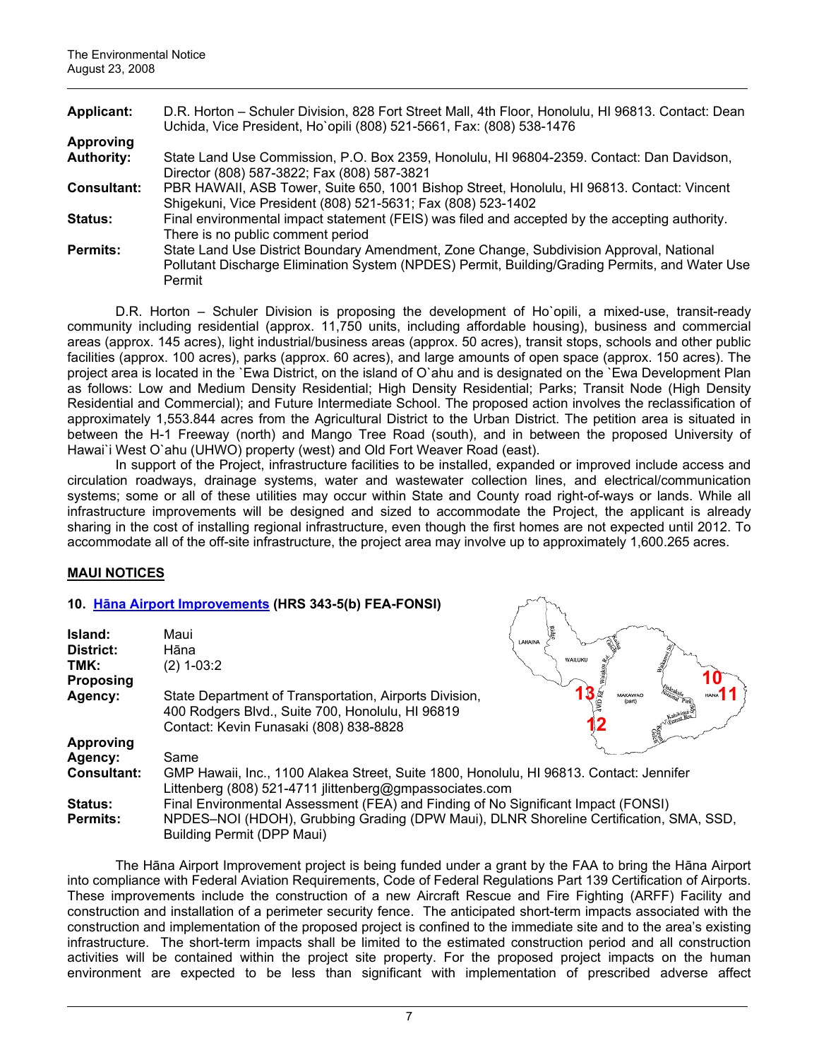**Applicant:** D.R. Horton – Schuler Division, 828 Fort Street Mall, 4th Floor, Honolulu, HI 96813. Contact: Dean Uchida, Vice President, Ho`opili (808) 521-5661, Fax: (808) 538-1476

**Approving Authority:** State Land Use Commission, P.O. Box 2359, Honolulu, HI 96804-2359. Contact: Dan Davidson, Director (808) 587-3822; Fax (808) 587-3821

**Consultant:** PBR HAWAII, ASB Tower, Suite 650, 1001 Bishop Street, Honolulu, HI 96813. Contact: Vincent Shigekuni, Vice President (808) 521-5631; Fax (808) 523-1402

**Status:** Final environmental impact statement (FEIS) was filed and accepted by the accepting authority. There is no public comment period

**Permits:** State Land Use District Boundary Amendment, Zone Change, Subdivision Approval, National Pollutant Discharge Elimination System (NPDES) Permit, Building/Grading Permits, and Water Use Permit

D.R. Horton – Schuler Division is proposing the development of Ho`opili, a mixed-use, transit-ready community including residential (approx. 11,750 units, including affordable housing), business and commercial areas (approx. 145 acres), light industrial/business areas (approx. 50 acres), transit stops, schools and other public facilities (approx. 100 acres), parks (approx. 60 acres), and large amounts of open space (approx. 150 acres). The project area is located in the `Ewa District, on the island of O`ahu and is designated on the `Ewa Development Plan as follows: Low and Medium Density Residential; High Density Residential; Parks; Transit Node (High Density Residential and Commercial); and Future Intermediate School. The proposed action involves the reclassification of approximately 1,553.844 acres from the Agricultural District to the Urban District. The petition area is situated in between the H-1 Freeway (north) and Mango Tree Road (south), and in between the proposed University of Hawai`i West O`ahu (UHWO) property (west) and Old Fort Weaver Road (east).

In support of the Project, infrastructure facilities to be installed, expanded or improved include access and circulation roadways, drainage systems, water and wastewater collection lines, and electrical/communication systems; some or all of these utilities may occur within State and County road right-of-ways or lands. While all infrastructure improvements will be designed and sized to accommodate the Project, the applicant is already sharing in the cost of installing regional infrastructure, even though the first homes are not expected until 2012. To accommodate all of the off-site infrastructure, the project area may involve up to approximately 1,600.265 acres.

## MAUI NOTICES

### 10. Hāna Airport Improvements (HRS 343-5(b) FEA-FONSI)

**Island:** Maui

**District:** Hāna

**TMK:** (2) 1-03:2

**Proposing Agency:** State Department of Transportation, Airports Division, 400 Rodgers Blvd., Suite 700, Honolulu, HI 96819. Contact: Kevin Funasaki (808) 838-8828

**Approving Agency:** Same

**Consultant:** GMP Hawaii, Inc., 1100 Alakea Street, Suite 1800, Honolulu, HI 96813. Contact: Jennifer Littenberg (808) 521-4711 jlittenberg@gmpassociates.com

**Status:** Final Environmental Assessment (FEA) and Finding of No Significant Impact (FONSI)

**Permits:** NPDES–NOI (HDOH), Grubbing Grading (DPW Maui), DLNR Shoreline Certification, SMA, SSD, Building Permit (DPP Maui)

The Hāna Airport Improvement project is being funded under a grant by the FAA to bring the Hāna Airport into compliance with Federal Aviation Requirements, Code of Federal Regulations Part 139 Certification of Airports. These improvements include the construction of a new Aircraft Rescue and Fire Fighting (ARFF) Facility and construction and installation of a perimeter security fence. The anticipated short-term impacts associated with the construction and implementation of the proposed project is confined to the immediate site and to the area's existing infrastructure. The short-term impacts shall be limited to the estimated construction period and all construction activities will be contained within the project site property. For the proposed project impacts on the human environment are expected to be less than significant with implementation of prescribed adverse affect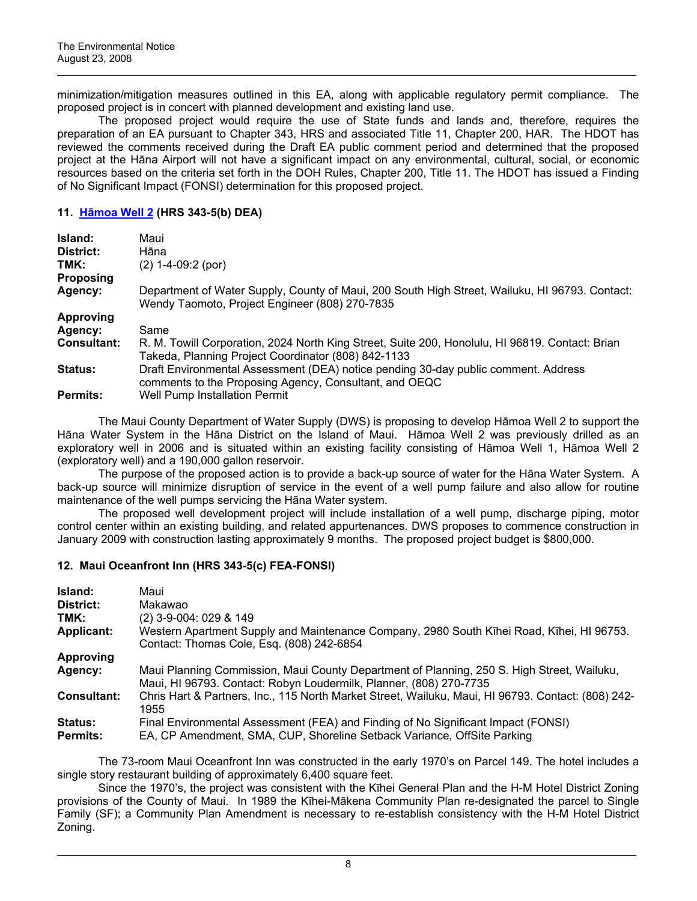minimization/mitigation measures outlined in this EA, along with applicable regulatory permit compliance. The proposed project is in concert with planned development and existing land use.

The proposed project would require the use of State funds and lands and, therefore, requires the preparation of an EA pursuant to Chapter 343, HRS and associated Title 11, Chapter 200, HAR. The HDOT has reviewed the comments received during the Draft EA public comment period and determined that the proposed project at the Hāna Airport will not have a significant impact on any environmental, cultural, social, or economic resources based on the criteria set forth in the DOH Rules, Chapter 200, Title 11. The HDOT has issued a Finding of No Significant Impact (FONSI) determination for this proposed project.

### 11. Hāmoa Well 2 (HRS 343-5(b) DEA)

| | |
|---|---|
| **Island:** | Maui |
| **District:** | Hāna |
| **TMK:** | (2) 1-4-09:2 (por) |
| **Proposing Agency:** | Department of Water Supply, County of Maui, 200 South High Street, Wailuku, HI 96793. Contact: Wendy Taomoto, Project Engineer (808) 270-7835 |
| **Approving Agency:** | Same |
| **Consultant:** | R. M. Towill Corporation, 2024 North King Street, Suite 200, Honolulu, HI 96819. Contact: Brian Takeda, Planning Project Coordinator (808) 842-1133 |
| **Status:** | Draft Environmental Assessment (DEA) notice pending 30-day public comment. Address comments to the Proposing Agency, Consultant, and OEQC |
| **Permits:** | Well Pump Installation Permit |

The Maui County Department of Water Supply (DWS) is proposing to develop Hāmoa Well 2 to support the Hāna Water System in the Hāna District on the Island of Maui. Hāmoa Well 2 was previously drilled as an exploratory well in 2006 and is situated within an existing facility consisting of Hāmoa Well 1, Hāmoa Well 2 (exploratory well) and a 190,000 gallon reservoir.

The purpose of the proposed action is to provide a back-up source of water for the Hāna Water System. A back-up source will minimize disruption of service in the event of a well pump failure and also allow for routine maintenance of the well pumps servicing the Hāna Water system.

The proposed well development project will include installation of a well pump, discharge piping, motor control center within an existing building, and related appurtenances. DWS proposes to commence construction in January 2009 with construction lasting approximately 9 months. The proposed project budget is $800,000.

### 12. Maui Oceanfront Inn (HRS 343-5(c) FEA-FONSI)

| | |
|---|---|
| **Island:** | Maui |
| **District:** | Makawao |
| **TMK:** | (2) 3-9-004: 029 & 149 |
| **Applicant:** | Western Apartment Supply and Maintenance Company, 2980 South Kīhei Road, Kīhei, HI 96753. Contact: Thomas Cole, Esq. (808) 242-6854 |
| **Approving Agency:** | Maui Planning Commission, Maui County Department of Planning, 250 S. High Street, Wailuku, Maui, HI 96793. Contact: Robyn Loudermilk, Planner, (808) 270-7735 |
| **Consultant:** | Chris Hart & Partners, Inc., 115 North Market Street, Wailuku, Maui, HI 96793. Contact: (808) 242-1955 |
| **Status:** | Final Environmental Assessment (FEA) and Finding of No Significant Impact (FONSI) |
| **Permits:** | EA, CP Amendment, SMA, CUP, Shoreline Setback Variance, OffSite Parking |

The 73-room Maui Oceanfront Inn was constructed in the early 1970's on Parcel 149. The hotel includes a single story restaurant building of approximately 6,400 square feet.

Since the 1970's, the project was consistent with the Kīhei General Plan and the H-M Hotel District Zoning provisions of the County of Maui. In 1989 the Kīhei-Mākena Community Plan re-designated the parcel to Single Family (SF); a Community Plan Amendment is necessary to re-establish consistency with the H-M Hotel District Zoning.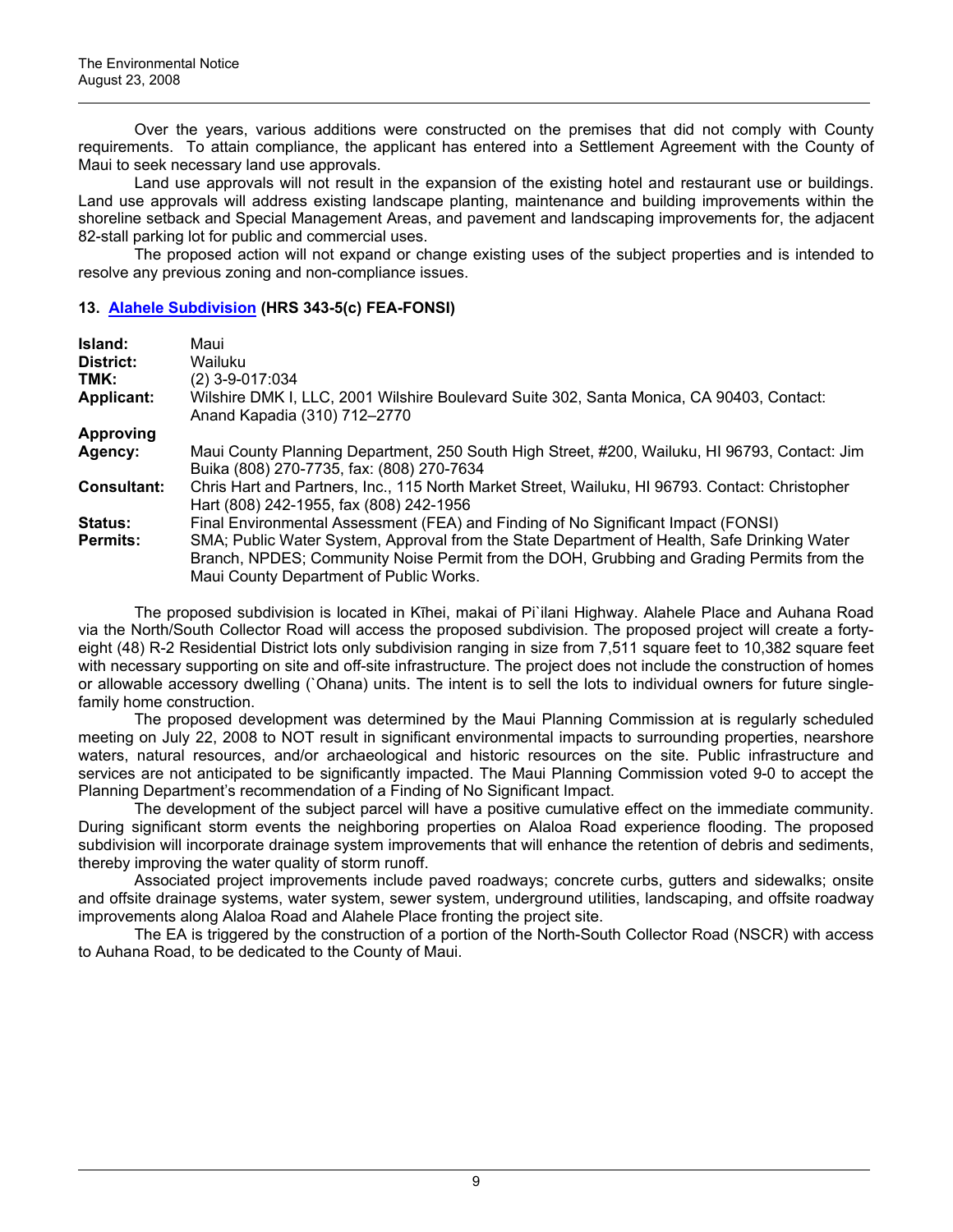Over the years, various additions were constructed on the premises that did not comply with County requirements. To attain compliance, the applicant has entered into a Settlement Agreement with the County of Maui to seek necessary land use approvals.

Land use approvals will not result in the expansion of the existing hotel and restaurant use or buildings. Land use approvals will address existing landscape planting, maintenance and building improvements within the shoreline setback and Special Management Areas, and pavement and landscaping improvements for, the adjacent 82-stall parking lot for public and commercial uses.

The proposed action will not expand or change existing uses of the subject properties and is intended to resolve any previous zoning and non-compliance issues.

### 13. Alahele Subdivision (HRS 343-5(c) FEA-FONSI)

| | |
|---|---|
| **Island:** | Maui |
| **District:** | Wailuku |
| **TMK:** | (2) 3-9-017:034 |
| **Applicant:** | Wilshire DMK I, LLC, 2001 Wilshire Boulevard Suite 302, Santa Monica, CA 90403, Contact: Anand Kapadia (310) 712–2770 |
| **Approving Agency:** | Maui County Planning Department, 250 South High Street, #200, Wailuku, HI 96793, Contact: Jim Buika (808) 270-7735, fax: (808) 270-7634 |
| **Consultant:** | Chris Hart and Partners, Inc., 115 North Market Street, Wailuku, HI 96793. Contact: Christopher Hart (808) 242-1955, fax (808) 242-1956 |
| **Status:** | Final Environmental Assessment (FEA) and Finding of No Significant Impact (FONSI) |
| **Permits:** | SMA; Public Water System, Approval from the State Department of Health, Safe Drinking Water Branch, NPDES; Community Noise Permit from the DOH, Grubbing and Grading Permits from the Maui County Department of Public Works. |

The proposed subdivision is located in Kīhei, makai of Pi`ilani Highway. Alahele Place and Auhana Road via the North/South Collector Road will access the proposed subdivision. The proposed project will create a forty-eight (48) R-2 Residential District lots only subdivision ranging in size from 7,511 square feet to 10,382 square feet with necessary supporting on site and off-site infrastructure. The project does not include the construction of homes or allowable accessory dwelling (`Ohana) units. The intent is to sell the lots to individual owners for future single-family home construction.

The proposed development was determined by the Maui Planning Commission at is regularly scheduled meeting on July 22, 2008 to NOT result in significant environmental impacts to surrounding properties, nearshore waters, natural resources, and/or archaeological and historic resources on the site. Public infrastructure and services are not anticipated to be significantly impacted. The Maui Planning Commission voted 9-0 to accept the Planning Department's recommendation of a Finding of No Significant Impact.

The development of the subject parcel will have a positive cumulative effect on the immediate community. During significant storm events the neighboring properties on Alaloa Road experience flooding. The proposed subdivision will incorporate drainage system improvements that will enhance the retention of debris and sediments, thereby improving the water quality of storm runoff.

Associated project improvements include paved roadways; concrete curbs, gutters and sidewalks; onsite and offsite drainage systems, water system, sewer system, underground utilities, landscaping, and offsite roadway improvements along Alaloa Road and Alahele Place fronting the project site.

The EA is triggered by the construction of a portion of the North-South Collector Road (NSCR) with access to Auhana Road, to be dedicated to the County of Maui.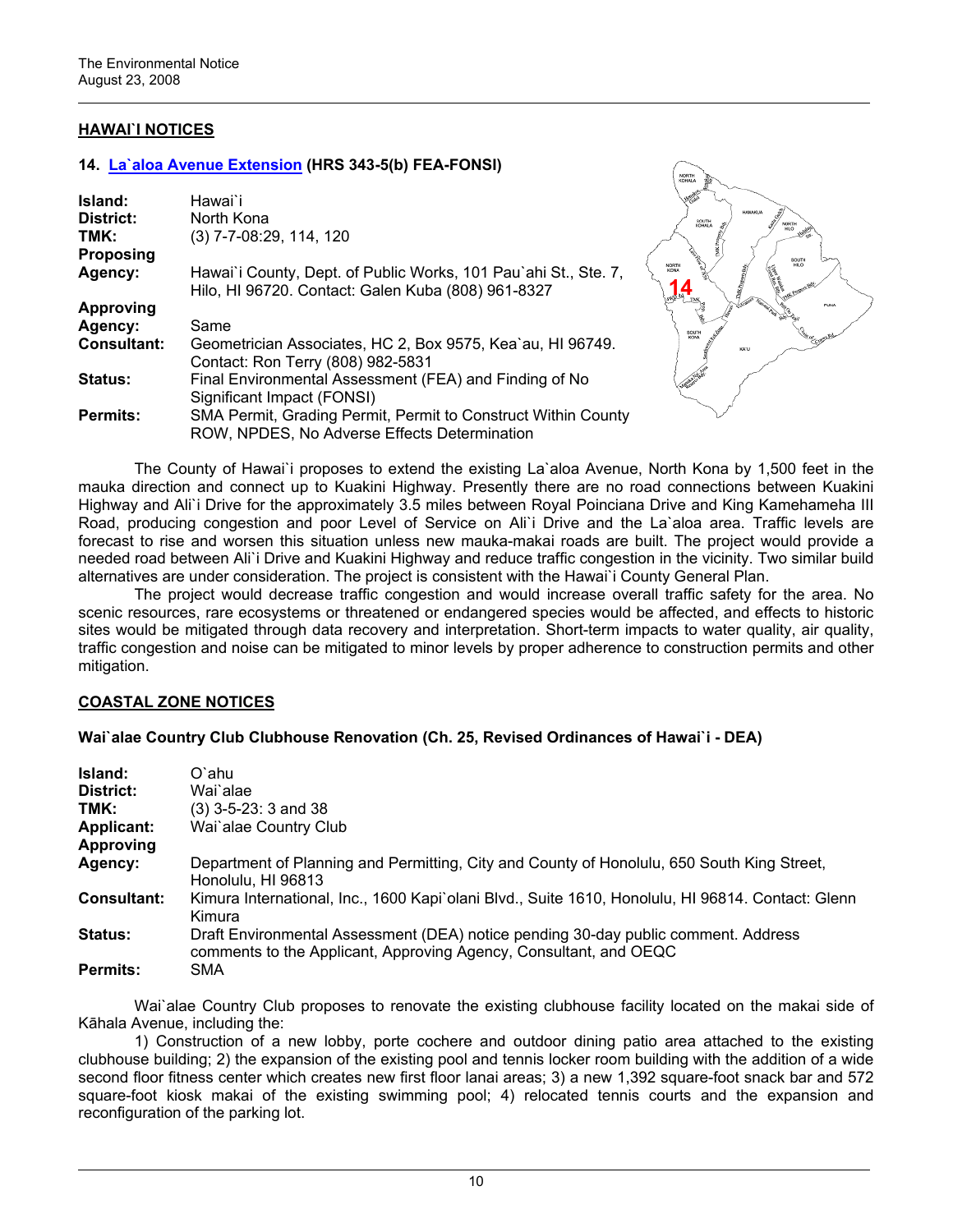## HAWAI`I NOTICES

### 14. La`aloa Avenue Extension (HRS 343-5(b) FEA-FONSI)

| | |
|---|---|
| **Island:** | Hawai`i |
| **District:** | North Kona |
| **TMK:** | (3) 7-7-08:29, 114, 120 |
| **Proposing Agency:** | Hawai`i County, Dept. of Public Works, 101 Pau`ahi St., Ste. 7, Hilo, HI 96720. Contact: Galen Kuba (808) 961-8327 |
| **Approving Agency:** | Same |
| **Consultant:** | Geometrician Associates, HC 2, Box 9575, Kea`au, HI 96749. Contact: Ron Terry (808) 982-5831 |
| **Status:** | Final Environmental Assessment (FEA) and Finding of No Significant Impact (FONSI) |
| **Permits:** | SMA Permit, Grading Permit, Permit to Construct Within County ROW, NPDES, No Adverse Effects Determination |

The County of Hawai`i proposes to extend the existing La`aloa Avenue, North Kona by 1,500 feet in the mauka direction and connect up to Kuakini Highway. Presently there are no road connections between Kuakini Highway and Ali`i Drive for the approximately 3.5 miles between Royal Poinciana Drive and King Kamehameha III Road, producing congestion and poor Level of Service on Ali`i Drive and the La`aloa area. Traffic levels are forecast to rise and worsen this situation unless new mauka-makai roads are built. The project would provide a needed road between Ali`i Drive and Kuakini Highway and reduce traffic congestion in the vicinity. Two similar build alternatives are under consideration. The project is consistent with the Hawai`i County General Plan.

The project would decrease traffic congestion and would increase overall traffic safety for the area. No scenic resources, rare ecosystems or threatened or endangered species would be affected, and effects to historic sites would be mitigated through data recovery and interpretation. Short-term impacts to water quality, air quality, traffic congestion and noise can be mitigated to minor levels by proper adherence to construction permits and other mitigation.

## COASTAL ZONE NOTICES

### Wai`alae Country Club Clubhouse Renovation (Ch. 25, Revised Ordinances of Hawai`i - DEA)

| | |
|---|---|
| **Island:** | O`ahu |
| **District:** | Wai`alae |
| **TMK:** | (3) 3-5-23: 3 and 38 |
| **Applicant:** | Wai`alae Country Club |
| **Approving Agency:** | Department of Planning and Permitting, City and County of Honolulu, 650 South King Street, Honolulu, HI 96813 |
| **Consultant:** | Kimura International, Inc., 1600 Kapi`olani Blvd., Suite 1610, Honolulu, HI 96814. Contact: Glenn Kimura |
| **Status:** | Draft Environmental Assessment (DEA) notice pending 30-day public comment. Address comments to the Applicant, Approving Agency, Consultant, and OEQC |
| **Permits:** | SMA |

Wai`alae Country Club proposes to renovate the existing clubhouse facility located on the makai side of Kāhala Avenue, including the:

1) Construction of a new lobby, porte cochere and outdoor dining patio area attached to the existing clubhouse building; 2) the expansion of the existing pool and tennis locker room building with the addition of a wide second floor fitness center which creates new first floor lanai areas; 3) a new 1,392 square-foot snack bar and 572 square-foot kiosk makai of the existing swimming pool; 4) relocated tennis courts and the expansion and reconfiguration of the parking lot.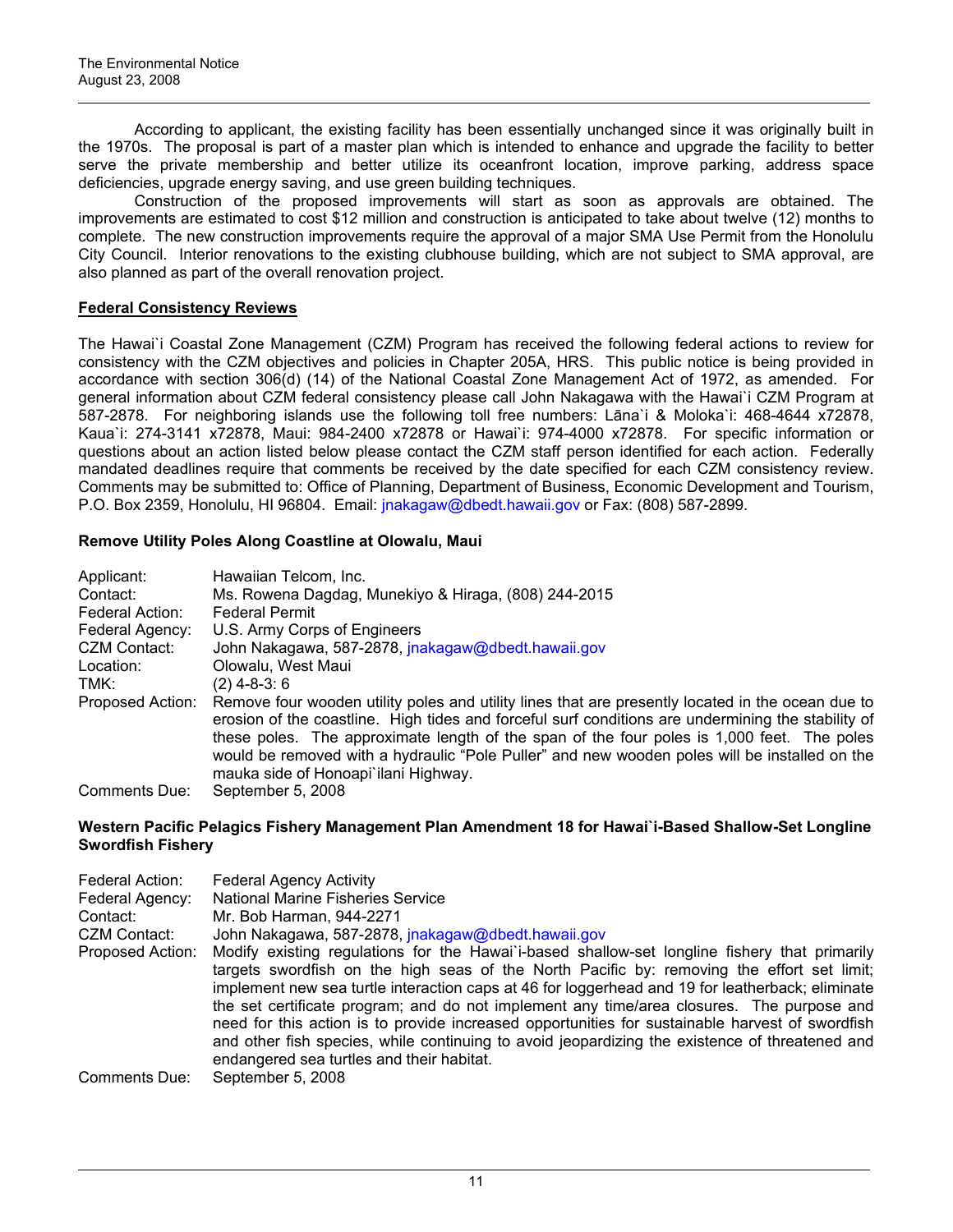According to applicant, the existing facility has been essentially unchanged since it was originally built in the 1970s. The proposal is part of a master plan which is intended to enhance and upgrade the facility to better serve the private membership and better utilize its oceanfront location, improve parking, address space deficiencies, upgrade energy saving, and use green building techniques.

Construction of the proposed improvements will start as soon as approvals are obtained. The improvements are estimated to cost $12 million and construction is anticipated to take about twelve (12) months to complete. The new construction improvements require the approval of a major SMA Use Permit from the Honolulu City Council. Interior renovations to the existing clubhouse building, which are not subject to SMA approval, are also planned as part of the overall renovation project.

## Federal Consistency Reviews

The Hawai`i Coastal Zone Management (CZM) Program has received the following federal actions to review for consistency with the CZM objectives and policies in Chapter 205A, HRS. This public notice is being provided in accordance with section 306(d) (14) of the National Coastal Zone Management Act of 1972, as amended. For general information about CZM federal consistency please call John Nakagawa with the Hawai`i CZM Program at 587-2878. For neighboring islands use the following toll free numbers: Lāna`i & Moloka`i: 468-4644 x72878, Kaua`i: 274-3141 x72878, Maui: 984-2400 x72878 or Hawai`i: 974-4000 x72878. For specific information or questions about an action listed below please contact the CZM staff person identified for each action. Federally mandated deadlines require that comments be received by the date specified for each CZM consistency review. Comments may be submitted to: Office of Planning, Department of Business, Economic Development and Tourism, P.O. Box 2359, Honolulu, HI 96804. Email: jnakagaw@dbedt.hawaii.gov or Fax: (808) 587-2899.

### Remove Utility Poles Along Coastline at Olowalu, Maui

| | |
|---|---|
| Applicant: | Hawaiian Telcom, Inc. |
| Contact: | Ms. Rowena Dagdag, Munekiyo & Hiraga, (808) 244-2015 |
| Federal Action: | Federal Permit |
| Federal Agency: | U.S. Army Corps of Engineers |
| CZM Contact: | John Nakagawa, 587-2878, jnakagaw@dbedt.hawaii.gov |
| Location: | Olowalu, West Maui |
| TMK: | (2) 4-8-3: 6 |
| Proposed Action: | Remove four wooden utility poles and utility lines that are presently located in the ocean due to erosion of the coastline. High tides and forceful surf conditions are undermining the stability of these poles. The approximate length of the span of the four poles is 1,000 feet. The poles would be removed with a hydraulic "Pole Puller" and new wooden poles will be installed on the mauka side of Honoapi`ilani Highway. |
| Comments Due: | September 5, 2008 |

### Western Pacific Pelagics Fishery Management Plan Amendment 18 for Hawai`i-Based Shallow-Set Longline Swordfish Fishery

| | |
|---|---|
| Federal Action: | Federal Agency Activity |
| Federal Agency: | National Marine Fisheries Service |
| Contact: | Mr. Bob Harman, 944-2271 |
| CZM Contact: | John Nakagawa, 587-2878, jnakagaw@dbedt.hawaii.gov |
| Proposed Action: | Modify existing regulations for the Hawai`i-based shallow-set longline fishery that primarily targets swordfish on the high seas of the North Pacific by: removing the effort set limit; implement new sea turtle interaction caps at 46 for loggerhead and 19 for leatherback; eliminate the set certificate program; and do not implement any time/area closures. The purpose and need for this action is to provide increased opportunities for sustainable harvest of swordfish and other fish species, while continuing to avoid jeopardizing the existence of threatened and endangered sea turtles and their habitat. |
| Comments Due: | September 5, 2008 |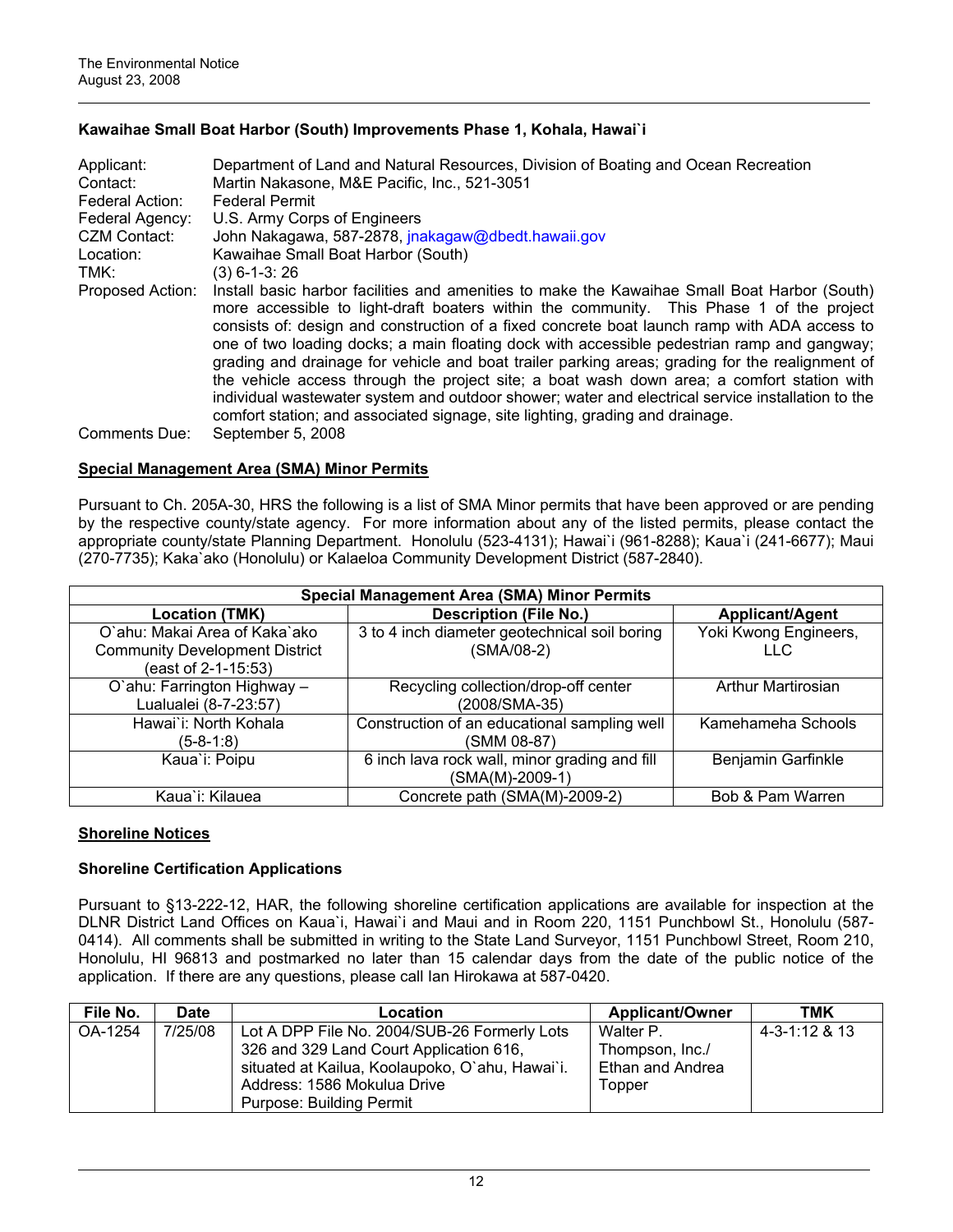**Kawaihae Small Boat Harbor (South) Improvements Phase 1, Kohala, Hawai`i**

| | |
|---|---|
| Applicant: | Department of Land and Natural Resources, Division of Boating and Ocean Recreation |
| Contact: | Martin Nakasone, M&E Pacific, Inc., 521-3051 |
| Federal Action: | Federal Permit |
| Federal Agency: | U.S. Army Corps of Engineers |
| CZM Contact: | John Nakagawa, 587-2878, jnakagaw@dbedt.hawaii.gov |
| Location: | Kawaihae Small Boat Harbor (South) |
| TMK: | (3) 6-1-3: 26 |
| Proposed Action: | Install basic harbor facilities and amenities to make the Kawaihae Small Boat Harbor (South) more accessible to light-draft boaters within the community. This Phase 1 of the project consists of: design and construction of a fixed concrete boat launch ramp with ADA access to one of two loading docks; a main floating dock with accessible pedestrian ramp and gangway; grading and drainage for vehicle and boat trailer parking areas; grading for the realignment of the vehicle access through the project site; a boat wash down area; a comfort station with individual wastewater system and outdoor shower; water and electrical service installation to the comfort station; and associated signage, site lighting, grading and drainage. |
| Comments Due: | September 5, 2008 |

## Special Management Area (SMA) Minor Permits

Pursuant to Ch. 205A-30, HRS the following is a list of SMA Minor permits that have been approved or are pending by the respective county/state agency. For more information about any of the listed permits, please contact the appropriate county/state Planning Department. Honolulu (523-4131); Hawai`i (961-8288); Kaua`i (241-6677); Maui (270-7735); Kaka`ako (Honolulu) or Kalaeloa Community Development District (587-2840).

| Special Management Area (SMA) Minor Permits | | |
|---|---|---|
| **Location (TMK)** | **Description (File No.)** | **Applicant/Agent** |
| O`ahu: Makai Area of Kaka`ako Community Development District (east of 2-1-15:53) | 3 to 4 inch diameter geotechnical soil boring (SMA/08-2) | Yoki Kwong Engineers, LLC |
| O`ahu: Farrington Highway – Lualualei (8-7-23:57) | Recycling collection/drop-off center (2008/SMA-35) | Arthur Martirosian |
| Hawai`i: North Kohala (5-8-1:8) | Construction of an educational sampling well (SMM 08-87) | Kamehameha Schools |
| Kaua`i: Poipu | 6 inch lava rock wall, minor grading and fill (SMA(M)-2009-1) | Benjamin Garfinkle |
| Kaua`i: Kilauea | Concrete path (SMA(M)-2009-2) | Bob & Pam Warren |

## Shoreline Notices

### Shoreline Certification Applications

Pursuant to §13-222-12, HAR, the following shoreline certification applications are available for inspection at the DLNR District Land Offices on Kaua`i, Hawai`i and Maui and in Room 220, 1151 Punchbowl St., Honolulu (587-0414). All comments shall be submitted in writing to the State Land Surveyor, 1151 Punchbowl Street, Room 210, Honolulu, HI 96813 and postmarked no later than 15 calendar days from the date of the public notice of the application. If there are any questions, please call Ian Hirokawa at 587-0420.

| File No. | Date | Location | Applicant/Owner | TMK |
|---|---|---|---|---|
| OA-1254 | 7/25/08 | Lot A DPP File No. 2004/SUB-26 Formerly Lots 326 and 329 Land Court Application 616, situated at Kailua, Koolaupoko, O`ahu, Hawai`i. Address: 1586 Mokulua Drive Purpose: Building Permit | Walter P. Thompson, Inc./ Ethan and Andrea Topper | 4-3-1:12 & 13 |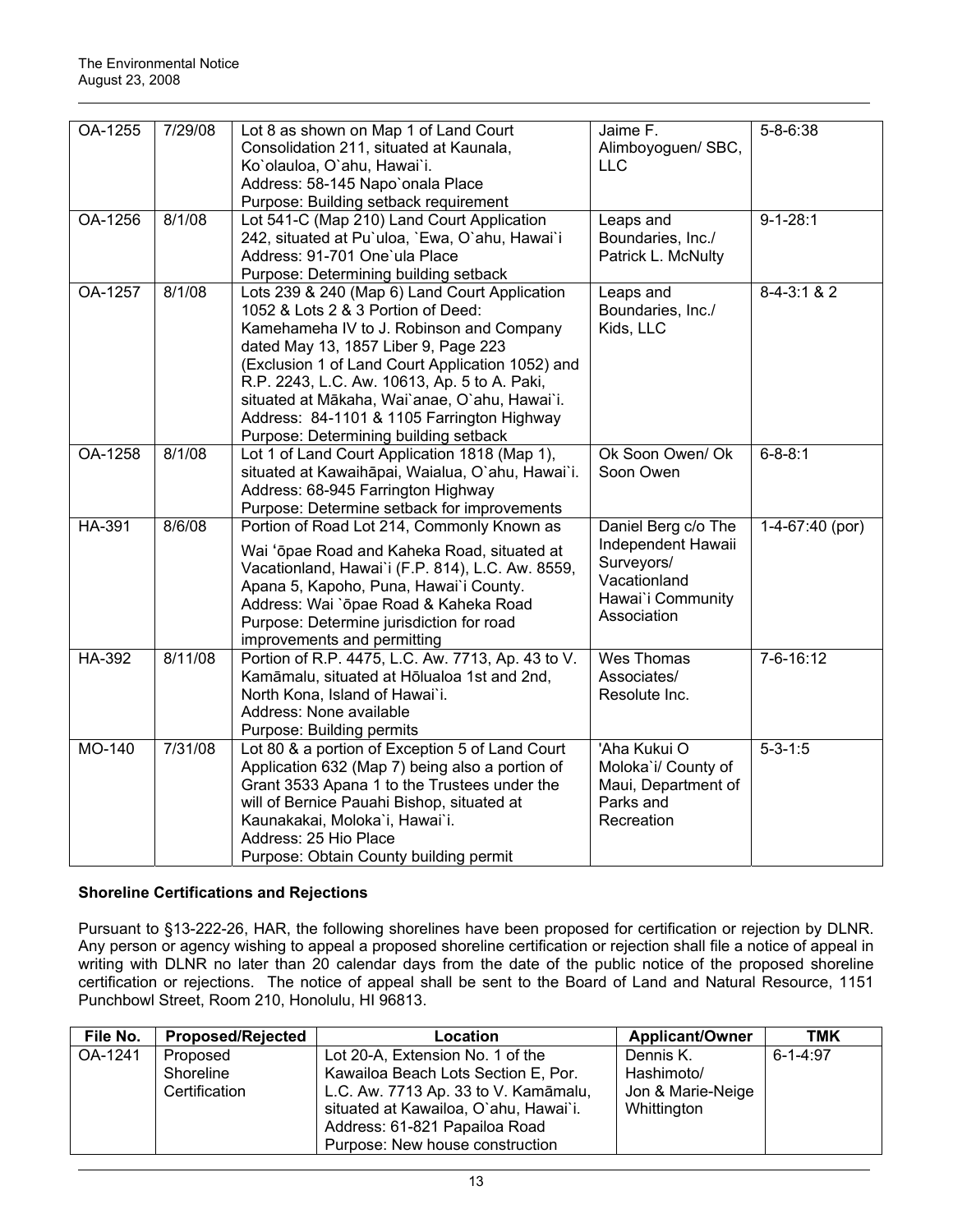| OA-1255 | 7/29/08 | Lot 8 as shown on Map 1 of Land Court Consolidation 211, situated at Kaunala, Ko`olauloa, O`ahu, Hawai`i.<br>Address: 58-145 Napo`onala Place<br>Purpose: Building setback requirement | Jaime F. Alimboyoguen/ SBC, LLC | 5-8-6:38 |
|---|---|---|---|---|
| OA-1256 | 8/1/08 | Lot 541-C (Map 210) Land Court Application 242, situated at Pu`uloa, `Ewa, O`ahu, Hawai`i<br>Address: 91-701 One`ula Place<br>Purpose: Determining building setback | Leaps and Boundaries, Inc./ Patrick L. McNulty | 9-1-28:1 |
| OA-1257 | 8/1/08 | Lots 239 & 240 (Map 6) Land Court Application 1052 & Lots 2 & 3 Portion of Deed: Kamehameha IV to J. Robinson and Company dated May 13, 1857 Liber 9, Page 223 (Exclusion 1 of Land Court Application 1052) and R.P. 2243, L.C. Aw. 10613, Ap. 5 to A. Paki, situated at Mākaha, Wai`anae, O`ahu, Hawai`i.<br>Address: 84-1101 & 1105 Farrington Highway<br>Purpose: Determining building setback | Leaps and Boundaries, Inc./ Kids, LLC | 8-4-3:1 & 2 |
| OA-1258 | 8/1/08 | Lot 1 of Land Court Application 1818 (Map 1), situated at Kawaihāpai, Waialua, O`ahu, Hawai`i.<br>Address: 68-945 Farrington Highway<br>Purpose: Determine setback for improvements | Ok Soon Owen/ Ok Soon Owen | 6-8-8:1 |
| HA-391 | 8/6/08 | Portion of Road Lot 214, Commonly Known as Wai ʻōpae Road and Kaheka Road, situated at Vacationland, Hawai`i (F.P. 814), L.C. Aw. 8559, Apana 5, Kapoho, Puna, Hawai`i County.<br>Address: Wai `ōpae Road & Kaheka Road<br>Purpose: Determine jurisdiction for road improvements and permitting | Daniel Berg c/o The Independent Hawaii Surveyors/ Vacationland Hawai`i Community Association | 1-4-67:40 (por) |
| HA-392 | 8/11/08 | Portion of R.P. 4475, L.C. Aw. 7713, Ap. 43 to V. Kamāmalu, situated at Hōlualoa 1st and 2nd, North Kona, Island of Hawai`i.<br>Address: None available<br>Purpose: Building permits | Wes Thomas Associates/ Resolute Inc. | 7-6-16:12 |
| MO-140 | 7/31/08 | Lot 80 & a portion of Exception 5 of Land Court Application 632 (Map 7) being also a portion of Grant 3533 Apana 1 to the Trustees under the will of Bernice Pauahi Bishop, situated at Kaunakakai, Moloka`i, Hawai`i.<br>Address: 25 Hio Place<br>Purpose: Obtain County building permit | 'Aha Kukui O Moloka`i/ County of Maui, Department of Parks and Recreation | 5-3-1:5 |

### Shoreline Certifications and Rejections

Pursuant to §13-222-26, HAR, the following shorelines have been proposed for certification or rejection by DLNR. Any person or agency wishing to appeal a proposed shoreline certification or rejection shall file a notice of appeal in writing with DLNR no later than 20 calendar days from the date of the public notice of the proposed shoreline certification or rejections. The notice of appeal shall be sent to the Board of Land and Natural Resource, 1151 Punchbowl Street, Room 210, Honolulu, HI 96813.

| File No. | Proposed/Rejected | Location | Applicant/Owner | TMK |
|---|---|---|---|---|
| OA-1241 | Proposed Shoreline Certification | Lot 20-A, Extension No. 1 of the Kawailoa Beach Lots Section E, Por. L.C. Aw. 7713 Ap. 33 to V. Kamāmalu, situated at Kawailoa, O`ahu, Hawai`i.<br>Address: 61-821 Papailoa Road<br>Purpose: New house construction | Dennis K. Hashimoto/ Jon & Marie-Neige Whittington | 6-1-4:97 |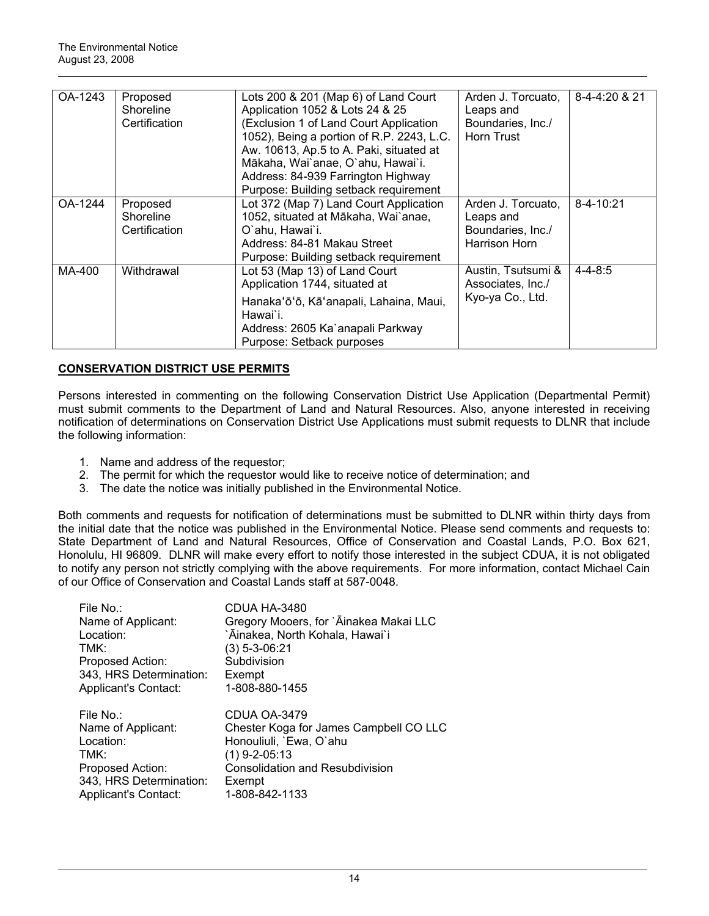| OA-1243 | Proposed Shoreline Certification | Lots 200 & 201 (Map 6) of Land Court Application 1052 & Lots 24 & 25 (Exclusion 1 of Land Court Application 1052), Being a portion of R.P. 2243, L.C. Aw. 10613, Ap.5 to A. Paki, situated at Mākaha, Wai`anae, O`ahu, Hawai`i.<br>Address: 84-939 Farrington Highway<br>Purpose: Building setback requirement | Arden J. Torcuato, Leaps and Boundaries, Inc./ Horn Trust | 8-4-4:20 & 21 |
|---|---|---|---|---|
| OA-1244 | Proposed Shoreline Certification | Lot 372 (Map 7) Land Court Application 1052, situated at Mākaha, Wai`anae, O`ahu, Hawai`i.<br>Address: 84-81 Makau Street<br>Purpose: Building setback requirement | Arden J. Torcuato, Leaps and Boundaries, Inc./ Harrison Horn | 8-4-10:21 |
| MA-400 | Withdrawal | Lot 53 (Map 13) of Land Court Application 1744, situated at Hanakaʻōʻō, Kāʻanapali, Lahaina, Maui, Hawai`i.<br>Address: 2605 Ka`anapali Parkway<br>Purpose: Setback purposes | Austin, Tsutsumi & Associates, Inc./ Kyo-ya Co., Ltd. | 4-4-8:5 |

## CONSERVATION DISTRICT USE PERMITS

Persons interested in commenting on the following Conservation District Use Application (Departmental Permit) must submit comments to the Department of Land and Natural Resources. Also, anyone interested in receiving notification of determinations on Conservation District Use Applications must submit requests to DLNR that include the following information:

1. Name and address of the requestor;
2. The permit for which the requestor would like to receive notice of determination; and
3. The date the notice was initially published in the Environmental Notice.

Both comments and requests for notification of determinations must be submitted to DLNR within thirty days from the initial date that the notice was published in the Environmental Notice. Please send comments and requests to: State Department of Land and Natural Resources, Office of Conservation and Coastal Lands, P.O. Box 621, Honolulu, HI 96809. DLNR will make every effort to notify those interested in the subject CDUA, it is not obligated to notify any person not strictly complying with the above requirements. For more information, contact Michael Cain of our Office of Conservation and Coastal Lands staff at 587-0048.

File No.: CDUA HA-3480
Name of Applicant: Gregory Mooers, for `Āinakea Makai LLC
Location: `Āinakea, North Kohala, Hawai`i
TMK: (3) 5-3-06:21
Proposed Action: Subdivision
343, HRS Determination: Exempt
Applicant's Contact: 1-808-880-1455

File No.: CDUA OA-3479
Name of Applicant: Chester Koga for James Campbell CO LLC
Location: Honouliuli, `Ewa, O`ahu
TMK: (1) 9-2-05:13
Proposed Action: Consolidation and Resubdivision
343, HRS Determination: Exempt
Applicant's Contact: 1-808-842-1133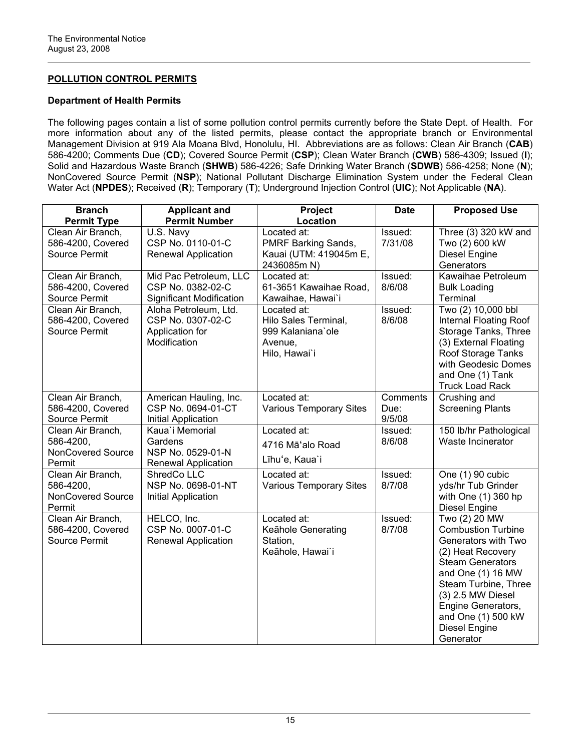## POLLUTION CONTROL PERMITS

### Department of Health Permits

The following pages contain a list of some pollution control permits currently before the State Dept. of Health. For more information about any of the listed permits, please contact the appropriate branch or Environmental Management Division at 919 Ala Moana Blvd, Honolulu, HI. Abbreviations are as follows: Clean Air Branch (**CAB**) 586-4200; Comments Due (**CD**); Covered Source Permit (**CSP**); Clean Water Branch (**CWB**) 586-4309; Issued (**I**); Solid and Hazardous Waste Branch (**SHWB**) 586-4226; Safe Drinking Water Branch (**SDWB**) 586-4258; None (**N**); NonCovered Source Permit (**NSP**); National Pollutant Discharge Elimination System under the Federal Clean Water Act (**NPDES**); Received (**R**); Temporary (**T**); Underground Injection Control (**UIC**); Not Applicable (**NA**).

| Branch Permit Type | Applicant and Permit Number | Project Location | Date | Proposed Use |
|---|---|---|---|---|
| Clean Air Branch, 586-4200, Covered Source Permit | U.S. Navy CSP No. 0110-01-C Renewal Application | Located at: PMRF Barking Sands, Kauai (UTM: 419045m E, 2436085m N) | Issued: 7/31/08 | Three (3) 320 kW and Two (2) 600 kW Diesel Engine Generators |
| Clean Air Branch, 586-4200, Covered Source Permit | Mid Pac Petroleum, LLC CSP No. 0382-02-C Significant Modification | Located at: 61-3651 Kawaihae Road, Kawaihae, Hawai`i | Issued: 8/6/08 | Kawaihae Petroleum Bulk Loading Terminal |
| Clean Air Branch, 586-4200, Covered Source Permit | Aloha Petroleum, Ltd. CSP No. 0307-02-C Application for Modification | Located at: Hilo Sales Terminal, 999 Kalaniana`ole Avenue, Hilo, Hawai`i | Issued: 8/6/08 | Two (2) 10,000 bbl Internal Floating Roof Storage Tanks, Three (3) External Floating Roof Storage Tanks with Geodesic Domes and One (1) Tank Truck Load Rack |
| Clean Air Branch, 586-4200, Covered Source Permit | American Hauling, Inc. CSP No. 0694-01-CT Initial Application | Located at: Various Temporary Sites | Comments Due: 9/5/08 | Crushing and Screening Plants |
| Clean Air Branch, 586-4200, NonCovered Source Permit | Kaua`i Memorial Gardens NSP No. 0529-01-N Renewal Application | Located at: 4716 Māʻalo Road Līhuʻe, Kaua`i | Issued: 8/6/08 | 150 lb/hr Pathological Waste Incinerator |
| Clean Air Branch, 586-4200, NonCovered Source Permit | ShredCo LLC NSP No. 0698-01-NT Initial Application | Located at: Various Temporary Sites | Issued: 8/7/08 | One (1) 90 cubic yds/hr Tub Grinder with One (1) 360 hp Diesel Engine |
| Clean Air Branch, 586-4200, Covered Source Permit | HELCO, Inc. CSP No. 0007-01-C Renewal Application | Located at: Keāhole Generating Station, Keāhole, Hawai`i | Issued: 8/7/08 | Two (2) 20 MW Combustion Turbine Generators with Two (2) Heat Recovery Steam Generators and One (1) 16 MW Steam Turbine, Three (3) 2.5 MW Diesel Engine Generators, and One (1) 500 kW Diesel Engine Generator |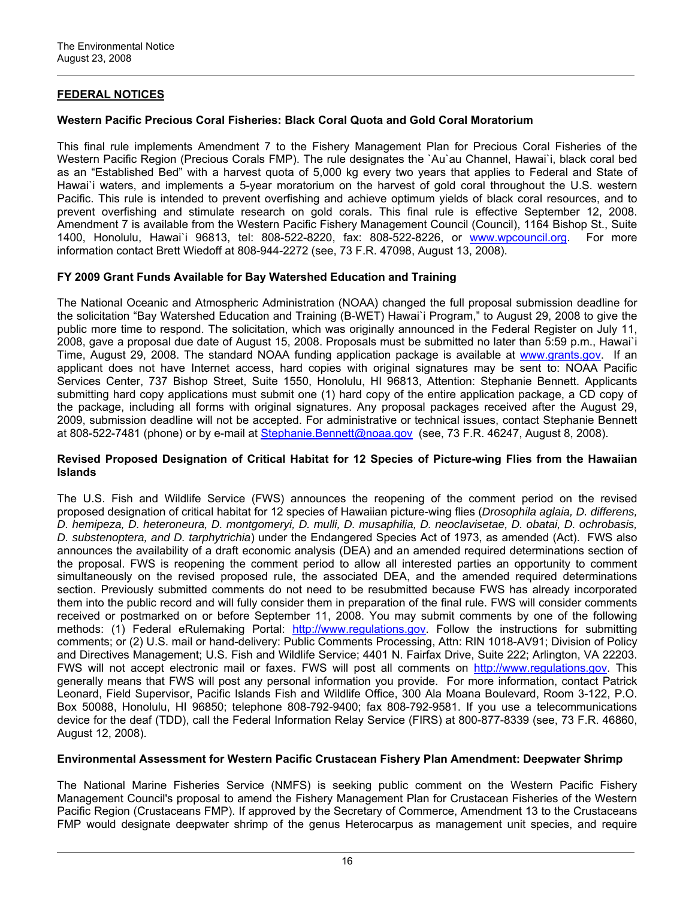## FEDERAL NOTICES

### Western Pacific Precious Coral Fisheries: Black Coral Quota and Gold Coral Moratorium

This final rule implements Amendment 7 to the Fishery Management Plan for Precious Coral Fisheries of the Western Pacific Region (Precious Corals FMP). The rule designates the `Au`au Channel, Hawai`i, black coral bed as an "Established Bed" with a harvest quota of 5,000 kg every two years that applies to Federal and State of Hawai`i waters, and implements a 5-year moratorium on the harvest of gold coral throughout the U.S. western Pacific. This rule is intended to prevent overfishing and achieve optimum yields of black coral resources, and to prevent overfishing and stimulate research on gold corals. This final rule is effective September 12, 2008. Amendment 7 is available from the Western Pacific Fishery Management Council (Council), 1164 Bishop St., Suite 1400, Honolulu, Hawai`i 96813, tel: 808-522-8220, fax: 808-522-8226, or www.wpcouncil.org. For more information contact Brett Wiedoff at 808-944-2272 (see, 73 F.R. 47098, August 13, 2008).

### FY 2009 Grant Funds Available for Bay Watershed Education and Training

The National Oceanic and Atmospheric Administration (NOAA) changed the full proposal submission deadline for the solicitation "Bay Watershed Education and Training (B-WET) Hawai`i Program," to August 29, 2008 to give the public more time to respond. The solicitation, which was originally announced in the Federal Register on July 11, 2008, gave a proposal due date of August 15, 2008. Proposals must be submitted no later than 5:59 p.m., Hawai`i Time, August 29, 2008. The standard NOAA funding application package is available at www.grants.gov. If an applicant does not have Internet access, hard copies with original signatures may be sent to: NOAA Pacific Services Center, 737 Bishop Street, Suite 1550, Honolulu, HI 96813, Attention: Stephanie Bennett. Applicants submitting hard copy applications must submit one (1) hard copy of the entire application package, a CD copy of the package, including all forms with original signatures. Any proposal packages received after the August 29, 2009, submission deadline will not be accepted. For administrative or technical issues, contact Stephanie Bennett at 808-522-7481 (phone) or by e-mail at Stephanie.Bennett@noaa.gov (see, 73 F.R. 46247, August 8, 2008).

### Revised Proposed Designation of Critical Habitat for 12 Species of Picture-wing Flies from the Hawaiian Islands

The U.S. Fish and Wildlife Service (FWS) announces the reopening of the comment period on the revised proposed designation of critical habitat for 12 species of Hawaiian picture-wing flies (*Drosophila aglaia, D. differens, D. hemipeza, D. heteroneura, D. montgomeryi, D. mulli, D. musaphilia, D. neoclavisetae, D. obatai, D. ochrobasis, D. substenoptera, and D. tarphytrichia*) under the Endangered Species Act of 1973, as amended (Act). FWS also announces the availability of a draft economic analysis (DEA) and an amended required determinations section of the proposal. FWS is reopening the comment period to allow all interested parties an opportunity to comment simultaneously on the revised proposed rule, the associated DEA, and the amended required determinations section. Previously submitted comments do not need to be resubmitted because FWS has already incorporated them into the public record and will fully consider them in preparation of the final rule. FWS will consider comments received or postmarked on or before September 11, 2008. You may submit comments by one of the following methods: (1) Federal eRulemaking Portal: http://www.regulations.gov. Follow the instructions for submitting comments; or (2) U.S. mail or hand-delivery: Public Comments Processing, Attn: RIN 1018-AV91; Division of Policy and Directives Management; U.S. Fish and Wildlife Service; 4401 N. Fairfax Drive, Suite 222; Arlington, VA 22203. FWS will not accept electronic mail or faxes. FWS will post all comments on http://www.regulations.gov. This generally means that FWS will post any personal information you provide. For more information, contact Patrick Leonard, Field Supervisor, Pacific Islands Fish and Wildlife Office, 300 Ala Moana Boulevard, Room 3-122, P.O. Box 50088, Honolulu, HI 96850; telephone 808-792-9400; fax 808-792-9581. If you use a telecommunications device for the deaf (TDD), call the Federal Information Relay Service (FIRS) at 800-877-8339 (see, 73 F.R. 46860, August 12, 2008).

### Environmental Assessment for Western Pacific Crustacean Fishery Plan Amendment: Deepwater Shrimp

The National Marine Fisheries Service (NMFS) is seeking public comment on the Western Pacific Fishery Management Council's proposal to amend the Fishery Management Plan for Crustacean Fisheries of the Western Pacific Region (Crustaceans FMP). If approved by the Secretary of Commerce, Amendment 13 to the Crustaceans FMP would designate deepwater shrimp of the genus Heterocarpus as management unit species, and require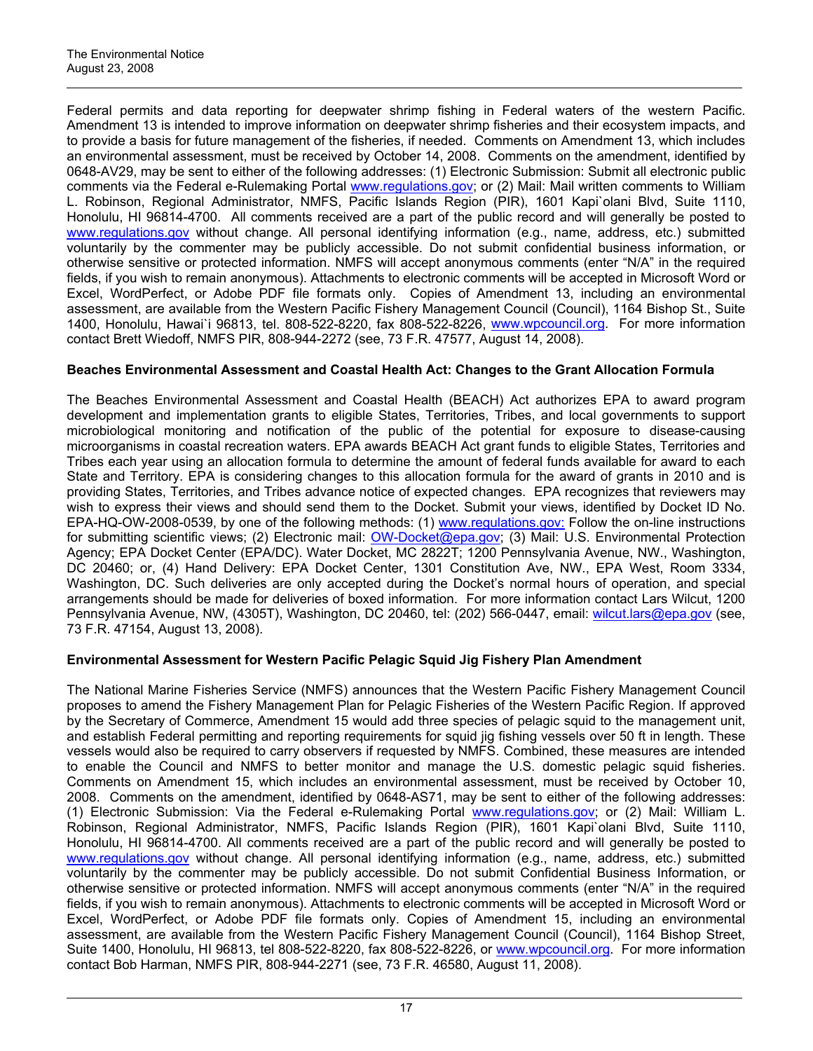Federal permits and data reporting for deepwater shrimp fishing in Federal waters of the western Pacific. Amendment 13 is intended to improve information on deepwater shrimp fisheries and their ecosystem impacts, and to provide a basis for future management of the fisheries, if needed. Comments on Amendment 13, which includes an environmental assessment, must be received by October 14, 2008. Comments on the amendment, identified by 0648-AV29, may be sent to either of the following addresses: (1) Electronic Submission: Submit all electronic public comments via the Federal e-Rulemaking Portal www.regulations.gov; or (2) Mail: Mail written comments to William L. Robinson, Regional Administrator, NMFS, Pacific Islands Region (PIR), 1601 Kapi`olani Blvd, Suite 1110, Honolulu, HI 96814-4700. All comments received are a part of the public record and will generally be posted to www.regulations.gov without change. All personal identifying information (e.g., name, address, etc.) submitted voluntarily by the commenter may be publicly accessible. Do not submit confidential business information, or otherwise sensitive or protected information. NMFS will accept anonymous comments (enter "N/A" in the required fields, if you wish to remain anonymous). Attachments to electronic comments will be accepted in Microsoft Word or Excel, WordPerfect, or Adobe PDF file formats only. Copies of Amendment 13, including an environmental assessment, are available from the Western Pacific Fishery Management Council (Council), 1164 Bishop St., Suite 1400, Honolulu, Hawai`i 96813, tel. 808-522-8220, fax 808-522-8226, www.wpcouncil.org. For more information contact Brett Wiedoff, NMFS PIR, 808-944-2272 (see, 73 F.R. 47577, August 14, 2008).

**Beaches Environmental Assessment and Coastal Health Act: Changes to the Grant Allocation Formula**

The Beaches Environmental Assessment and Coastal Health (BEACH) Act authorizes EPA to award program development and implementation grants to eligible States, Territories, Tribes, and local governments to support microbiological monitoring and notification of the public of the potential for exposure to disease-causing microorganisms in coastal recreation waters. EPA awards BEACH Act grant funds to eligible States, Territories and Tribes each year using an allocation formula to determine the amount of federal funds available for award to each State and Territory. EPA is considering changes to this allocation formula for the award of grants in 2010 and is providing States, Territories, and Tribes advance notice of expected changes. EPA recognizes that reviewers may wish to express their views and should send them to the Docket. Submit your views, identified by Docket ID No. EPA-HQ-OW-2008-0539, by one of the following methods: (1) www.regulations.gov: Follow the on-line instructions for submitting scientific views; (2) Electronic mail: OW-Docket@epa.gov; (3) Mail: U.S. Environmental Protection Agency; EPA Docket Center (EPA/DC). Water Docket, MC 2822T; 1200 Pennsylvania Avenue, NW., Washington, DC 20460; or, (4) Hand Delivery: EPA Docket Center, 1301 Constitution Ave, NW., EPA West, Room 3334, Washington, DC. Such deliveries are only accepted during the Docket's normal hours of operation, and special arrangements should be made for deliveries of boxed information. For more information contact Lars Wilcut, 1200 Pennsylvania Avenue, NW, (4305T), Washington, DC 20460, tel: (202) 566-0447, email: wilcut.lars@epa.gov (see, 73 F.R. 47154, August 13, 2008).

**Environmental Assessment for Western Pacific Pelagic Squid Jig Fishery Plan Amendment**

The National Marine Fisheries Service (NMFS) announces that the Western Pacific Fishery Management Council proposes to amend the Fishery Management Plan for Pelagic Fisheries of the Western Pacific Region. If approved by the Secretary of Commerce, Amendment 15 would add three species of pelagic squid to the management unit, and establish Federal permitting and reporting requirements for squid jig fishing vessels over 50 ft in length. These vessels would also be required to carry observers if requested by NMFS. Combined, these measures are intended to enable the Council and NMFS to better monitor and manage the U.S. domestic pelagic squid fisheries. Comments on Amendment 15, which includes an environmental assessment, must be received by October 10, 2008. Comments on the amendment, identified by 0648-AS71, may be sent to either of the following addresses: (1) Electronic Submission: Via the Federal e-Rulemaking Portal www.regulations.gov; or (2) Mail: William L. Robinson, Regional Administrator, NMFS, Pacific Islands Region (PIR), 1601 Kapi`olani Blvd, Suite 1110, Honolulu, HI 96814-4700. All comments received are a part of the public record and will generally be posted to www.regulations.gov without change. All personal identifying information (e.g., name, address, etc.) submitted voluntarily by the commenter may be publicly accessible. Do not submit Confidential Business Information, or otherwise sensitive or protected information. NMFS will accept anonymous comments (enter "N/A" in the required fields, if you wish to remain anonymous). Attachments to electronic comments will be accepted in Microsoft Word or Excel, WordPerfect, or Adobe PDF file formats only. Copies of Amendment 15, including an environmental assessment, are available from the Western Pacific Fishery Management Council (Council), 1164 Bishop Street, Suite 1400, Honolulu, HI 96813, tel 808-522-8220, fax 808-522-8226, or www.wpcouncil.org. For more information contact Bob Harman, NMFS PIR, 808-944-2271 (see, 73 F.R. 46580, August 11, 2008).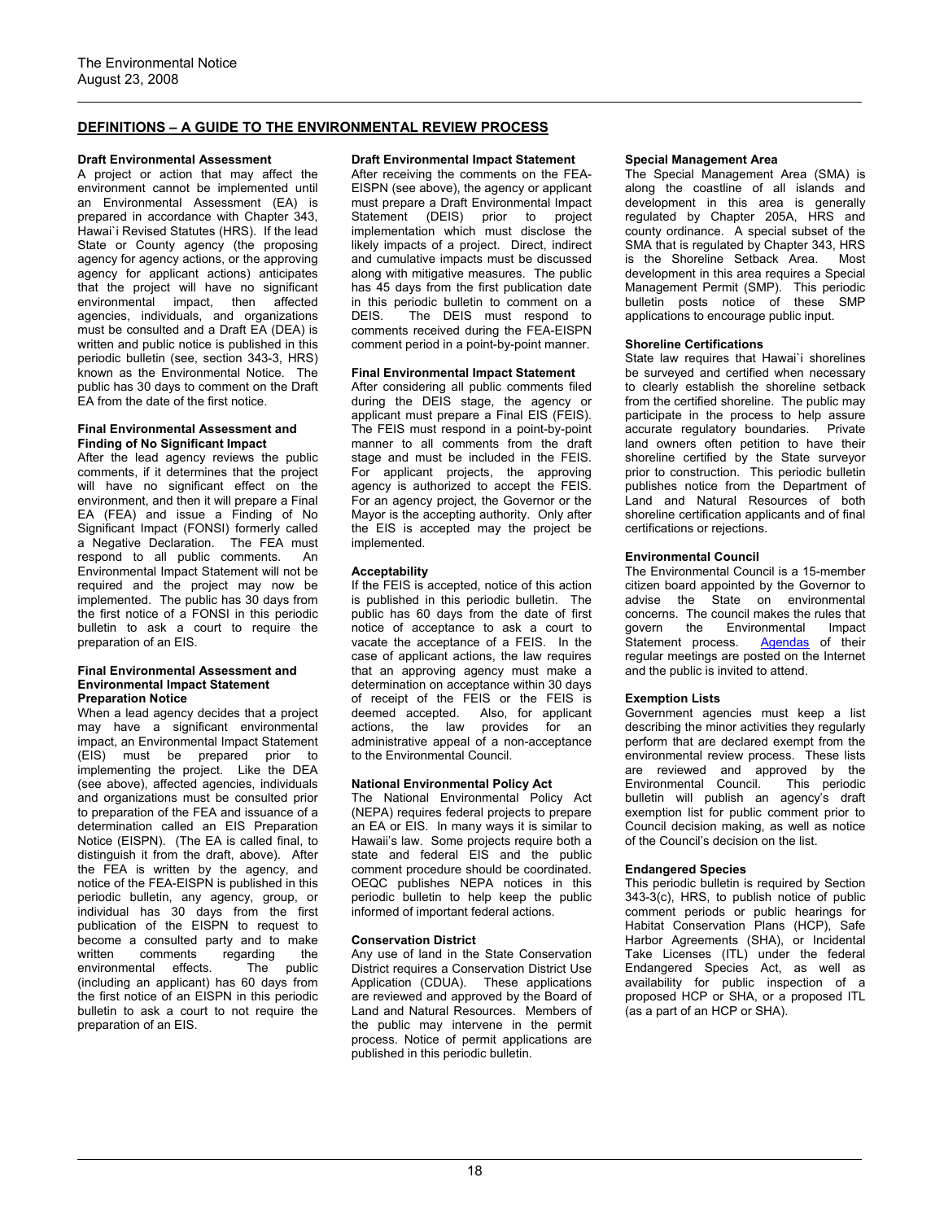## DEFINITIONS – A GUIDE TO THE ENVIRONMENTAL REVIEW PROCESS

### Draft Environmental Assessment

A project or action that may affect the environment cannot be implemented until an Environmental Assessment (EA) is prepared in accordance with Chapter 343, Hawai`i Revised Statutes (HRS). If the lead State or County agency (the proposing agency for agency actions, or the approving agency for applicant actions) anticipates that the project will have no significant environmental impact, then affected agencies, individuals, and organizations must be consulted and a Draft EA (DEA) is written and public notice is published in this periodic bulletin (see, section 343-3, HRS) known as the Environmental Notice. The public has 30 days to comment on the Draft EA from the date of the first notice.

### Final Environmental Assessment and Finding of No Significant Impact

After the lead agency reviews the public comments, if it determines that the project will have no significant effect on the environment, and then it will prepare a Final EA (FEA) and issue a Finding of No Significant Impact (FONSI) formerly called a Negative Declaration. The FEA must respond to all public comments. An Environmental Impact Statement will not be required and the project may now be implemented. The public has 30 days from the first notice of a FONSI in this periodic bulletin to ask a court to require the preparation of an EIS.

### Final Environmental Assessment and Environmental Impact Statement Preparation Notice

When a lead agency decides that a project may have a significant environmental impact, an Environmental Impact Statement (EIS) must be prepared prior to implementing the project. Like the DEA (see above), affected agencies, individuals and organizations must be consulted prior to preparation of the FEA and issuance of a determination called an EIS Preparation Notice (EISPN). (The EA is called final, to distinguish it from the draft, above). After the FEA is written by the agency, and notice of the FEA-EISPN is published in this periodic bulletin, any agency, group, or individual has 30 days from the first publication of the EISPN to request to become a consulted party and to make written comments regarding the environmental effects. The public (including an applicant) has 60 days from the first notice of an EISPN in this periodic bulletin to ask a court to not require the preparation of an EIS.

### Draft Environmental Impact Statement

After receiving the comments on the FEA-EISPN (see above), the agency or applicant must prepare a Draft Environmental Impact Statement (DEIS) prior to project implementation which must disclose the likely impacts of a project. Direct, indirect and cumulative impacts must be discussed along with mitigative measures. The public has 45 days from the first publication date in this periodic bulletin to comment on a DEIS. The DEIS must respond to comments received during the FEA-EISPN comment period in a point-by-point manner.

### Final Environmental Impact Statement

After considering all public comments filed during the DEIS stage, the agency or applicant must prepare a Final EIS (FEIS). The FEIS must respond in a point-by-point manner to all comments from the draft stage and must be included in the FEIS. For applicant projects, the approving agency is authorized to accept the FEIS. For an agency project, the Governor or the Mayor is the accepting authority. Only after the EIS is accepted may the project be implemented.

### Acceptability

If the FEIS is accepted, notice of this action is published in this periodic bulletin. The public has 60 days from the date of first notice of acceptance to ask a court to vacate the acceptance of a FEIS. In the case of applicant actions, the law requires that an approving agency must make a determination on acceptance within 30 days of receipt of the FEIS or the FEIS is deemed accepted. Also, for applicant actions, the law provides for an administrative appeal of a non-acceptance to the Environmental Council.

### National Environmental Policy Act

The National Environmental Policy Act (NEPA) requires federal projects to prepare an EA or EIS. In many ways it is similar to Hawaii's law. Some projects require both a state and federal EIS and the public comment procedure should be coordinated. OEQC publishes NEPA notices in this periodic bulletin to help keep the public informed of important federal actions.

### Conservation District

Any use of land in the State Conservation District requires a Conservation District Use Application (CDUA). These applications are reviewed and approved by the Board of Land and Natural Resources. Members of the public may intervene in the permit process. Notice of permit applications are published in this periodic bulletin.

### Special Management Area

The Special Management Area (SMA) is along the coastline of all islands and development in this area is generally regulated by Chapter 205A, HRS and county ordinance. A special subset of the SMA that is regulated by Chapter 343, HRS is the Shoreline Setback Area. Most development in this area requires a Special Management Permit (SMP). This periodic bulletin posts notice of these SMP applications to encourage public input.

### Shoreline Certifications

State law requires that Hawai`i shorelines be surveyed and certified when necessary to clearly establish the shoreline setback from the certified shoreline. The public may participate in the process to help assure accurate regulatory boundaries. Private land owners often petition to have their shoreline certified by the State surveyor prior to construction. This periodic bulletin publishes notice from the Department of Land and Natural Resources of both shoreline certification applicants and of final certifications or rejections.

### Environmental Council

The Environmental Council is a 15-member citizen board appointed by the Governor to advise the State on environmental concerns. The council makes the rules that govern the Environmental Impact Statement process. Agendas of their regular meetings are posted on the Internet and the public is invited to attend.

### Exemption Lists

Government agencies must keep a list describing the minor activities they regularly perform that are declared exempt from the environmental review process. These lists are reviewed and approved by the Environmental Council. This periodic bulletin will publish an agency's draft exemption list for public comment prior to Council decision making, as well as notice of the Council's decision on the list.

### Endangered Species

This periodic bulletin is required by Section 343-3(c), HRS, to publish notice of public comment periods or public hearings for Habitat Conservation Plans (HCP), Safe Harbor Agreements (SHA), or Incidental Take Licenses (ITL) under the federal Endangered Species Act, as well as availability for public inspection of a proposed HCP or SHA, or a proposed ITL (as a part of an HCP or SHA).